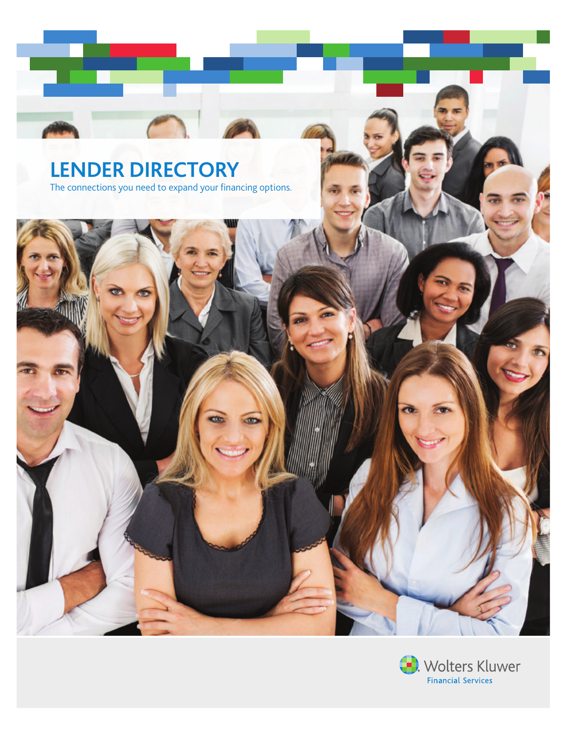# LENDER DIRECTORY

The connections you need to expand your financing options.

Wolters Kluwer
Financial Services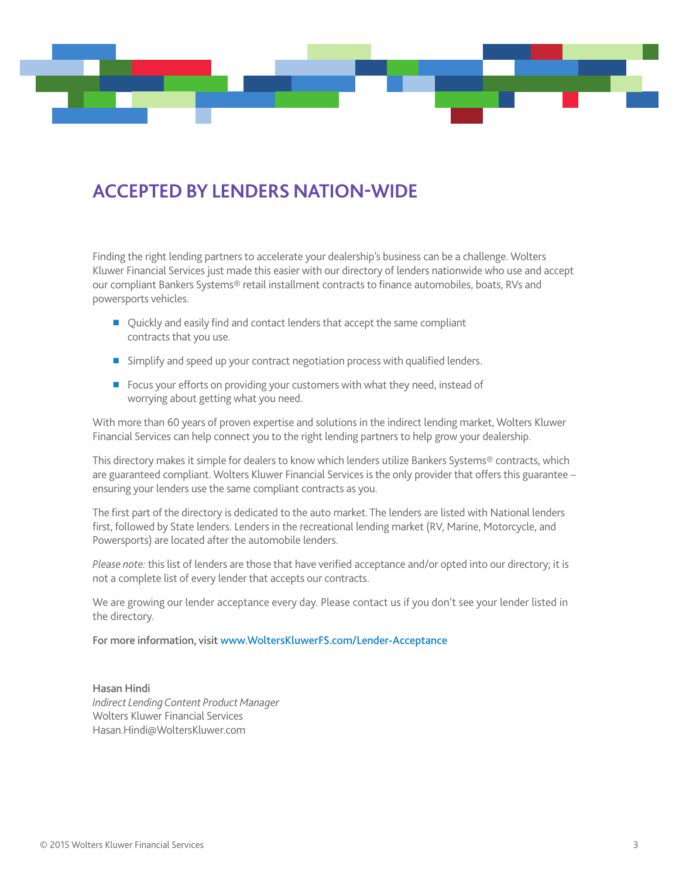# ACCEPTED BY LENDERS NATION-WIDE

Finding the right lending partners to accelerate your dealership's business can be a challenge. Wolters Kluwer Financial Services just made this easier with our directory of lenders nationwide who use and accept our compliant Bankers Systems® retail installment contracts to finance automobiles, boats, RVs and powersports vehicles.

- Quickly and easily find and contact lenders that accept the same compliant contracts that you use.
- Simplify and speed up your contract negotiation process with qualified lenders.
- Focus your efforts on providing your customers with what they need, instead of worrying about getting what you need.

With more than 60 years of proven expertise and solutions in the indirect lending market, Wolters Kluwer Financial Services can help connect you to the right lending partners to help grow your dealership.

This directory makes it simple for dealers to know which lenders utilize Bankers Systems® contracts, which are guaranteed compliant. Wolters Kluwer Financial Services is the only provider that offers this guarantee – ensuring your lenders use the same compliant contracts as you.

The first part of the directory is dedicated to the auto market. The lenders are listed with National lenders first, followed by State lenders. Lenders in the recreational lending market (RV, Marine, Motorcycle, and Powersports) are located after the automobile lenders.

*Please note:* this list of lenders are those that have verified acceptance and/or opted into our directory; it is not a complete list of every lender that accepts our contracts.

We are growing our lender acceptance every day. Please contact us if you don't see your lender listed in the directory.

**For more information, visit www.WoltersKluwerFS.com/Lender-Acceptance**

**Hasan Hindi**
*Indirect Lending Content Product Manager*
Wolters Kluwer Financial Services
Hasan.Hindi@WoltersKluwer.com

© 2015 Wolters Kluwer Financial Services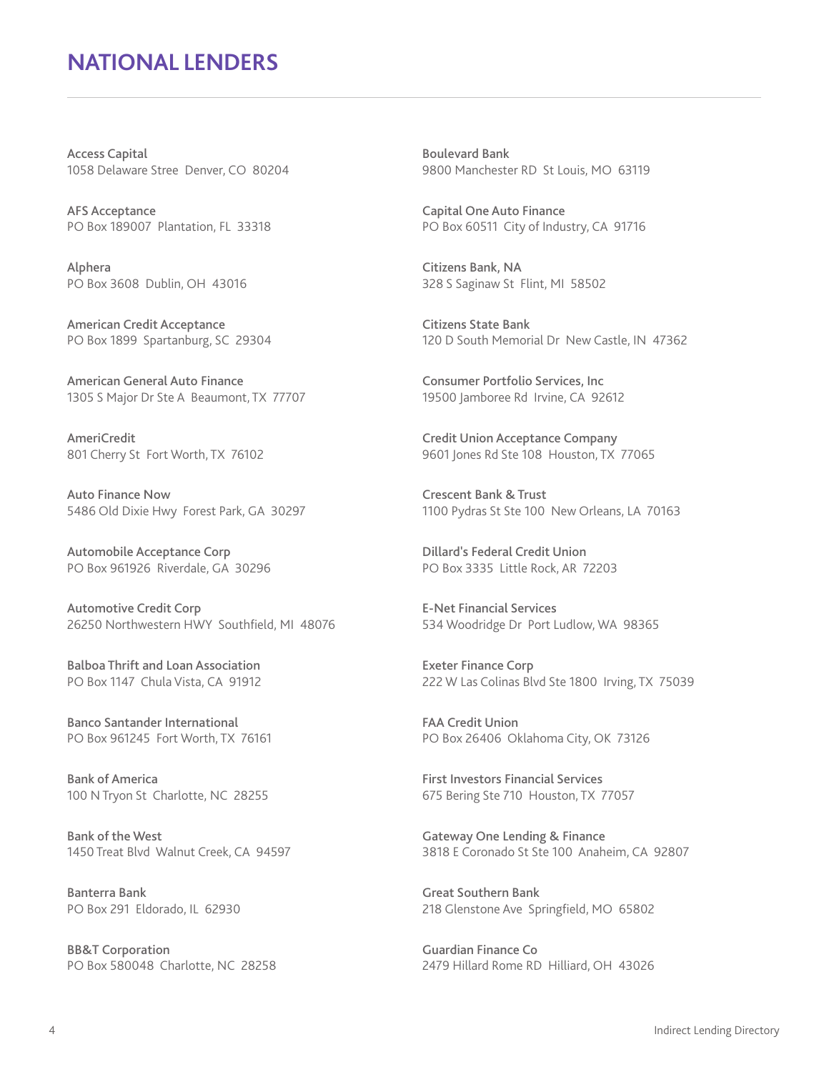# NATIONAL LENDERS

**Access Capital**
1058 Delaware Stree  Denver, CO  80204

**AFS Acceptance**
PO Box 189007  Plantation, FL  33318

**Alphera**
PO Box 3608  Dublin, OH  43016

**American Credit Acceptance**
PO Box 1899  Spartanburg, SC  29304

**American General Auto Finance**
1305 S Major Dr Ste A  Beaumont, TX  77707

**AmeriCredit**
801 Cherry St  Fort Worth, TX  76102

**Auto Finance Now**
5486 Old Dixie Hwy  Forest Park, GA  30297

**Automobile Acceptance Corp**
PO Box 961926  Riverdale, GA  30296

**Automotive Credit Corp**
26250 Northwestern HWY  Southfield, MI  48076

**Balboa Thrift and Loan Association**
PO Box 1147  Chula Vista, CA  91912

**Banco Santander International**
PO Box 961245  Fort Worth, TX  76161

**Bank of America**
100 N Tryon St  Charlotte, NC  28255

**Bank of the West**
1450 Treat Blvd  Walnut Creek, CA  94597

**Banterra Bank**
PO Box 291  Eldorado, IL  62930

**BB&T Corporation**
PO Box 580048  Charlotte, NC  28258

**Boulevard Bank**
9800 Manchester RD  St Louis, MO  63119

**Capital One Auto Finance**
PO Box 60511  City of Industry, CA  91716

**Citizens Bank, NA**
328 S Saginaw St  Flint, MI  58502

**Citizens State Bank**
120 D South Memorial Dr  New Castle, IN  47362

**Consumer Portfolio Services, Inc**
19500 Jamboree Rd  Irvine, CA  92612

**Credit Union Acceptance Company**
9601 Jones Rd Ste 108  Houston, TX  77065

**Crescent Bank & Trust**
1100 Pydras St Ste 100  New Orleans, LA  70163

**Dillard's Federal Credit Union**
PO Box 3335  Little Rock, AR  72203

**E-Net Financial Services**
534 Woodridge Dr  Port Ludlow, WA  98365

**Exeter Finance Corp**
222 W Las Colinas Blvd Ste 1800  Irving, TX  75039

**FAA Credit Union**
PO Box 26406  Oklahoma City, OK  73126

**First Investors Financial Services**
675 Bering Ste 710  Houston, TX  77057

**Gateway One Lending & Finance**
3818 E Coronado St Ste 100  Anaheim, CA  92807

**Great Southern Bank**
218 Glenstone Ave  Springfield, MO  65802

**Guardian Finance Co**
2479 Hillard Rome RD  Hilliard, OH  43026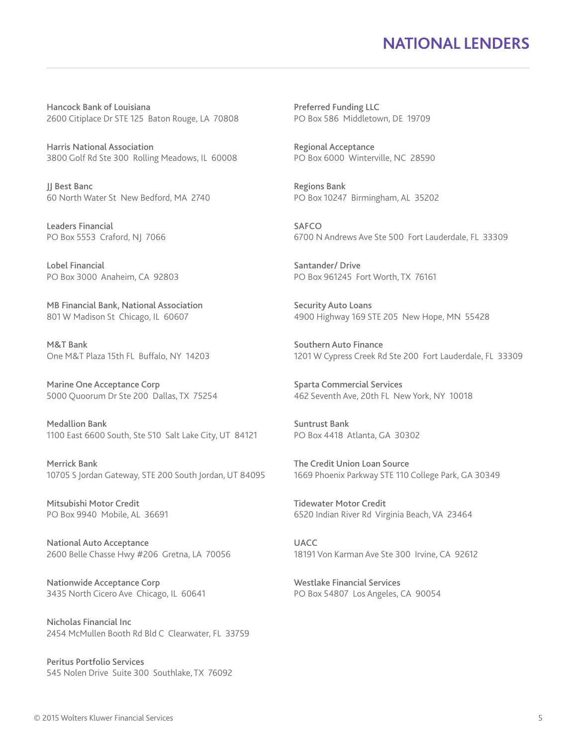# NATIONAL LENDERS

**Hancock Bank of Louisiana**
2600 Citiplace Dr STE 125 Baton Rouge, LA 70808

**Harris National Association**
3800 Golf Rd Ste 300 Rolling Meadows, IL 60008

**JJ Best Banc**
60 North Water St New Bedford, MA 2740

**Leaders Financial**
PO Box 5553 Craford, NJ 7066

**Lobel Financial**
PO Box 3000 Anaheim, CA 92803

**MB Financial Bank, National Association**
801 W Madison St Chicago, IL 60607

**M&T Bank**
One M&T Plaza 15th FL Buffalo, NY 14203

**Marine One Acceptance Corp**
5000 Quoorum Dr Ste 200 Dallas, TX 75254

**Medallion Bank**
1100 East 6600 South, Ste 510 Salt Lake City, UT 84121

**Merrick Bank**
10705 S Jordan Gateway, STE 200 South Jordan, UT 84095

**Mitsubishi Motor Credit**
PO Box 9940 Mobile, AL 36691

**National Auto Acceptance**
2600 Belle Chasse Hwy #206 Gretna, LA 70056

**Nationwide Acceptance Corp**
3435 North Cicero Ave Chicago, IL 60641

**Nicholas Financial Inc**
2454 McMullen Booth Rd Bld C Clearwater, FL 33759

**Peritus Portfolio Services**
545 Nolen Drive Suite 300 Southlake, TX 76092

**Preferred Funding LLC**
PO Box 586 Middletown, DE 19709

**Regional Acceptance**
PO Box 6000 Winterville, NC 28590

**Regions Bank**
PO Box 10247 Birmingham, AL 35202

**SAFCO**
6700 N Andrews Ave Ste 500 Fort Lauderdale, FL 33309

**Santander/ Drive**
PO Box 961245 Fort Worth, TX 76161

**Security Auto Loans**
4900 Highway 169 STE 205 New Hope, MN 55428

**Southern Auto Finance**
1201 W Cypress Creek Rd Ste 200 Fort Lauderdale, FL 33309

**Sparta Commercial Services**
462 Seventh Ave, 20th FL New York, NY 10018

**Suntrust Bank**
PO Box 4418 Atlanta, GA 30302

**The Credit Union Loan Source**
1669 Phoenix Parkway STE 110 College Park, GA 30349

**Tidewater Motor Credit**
6520 Indian River Rd Virginia Beach, VA 23464

**UACC**
18191 Von Karman Ave Ste 300 Irvine, CA 92612

**Westlake Financial Services**
PO Box 54807 Los Angeles, CA 90054

© 2015 Wolters Kluwer Financial Services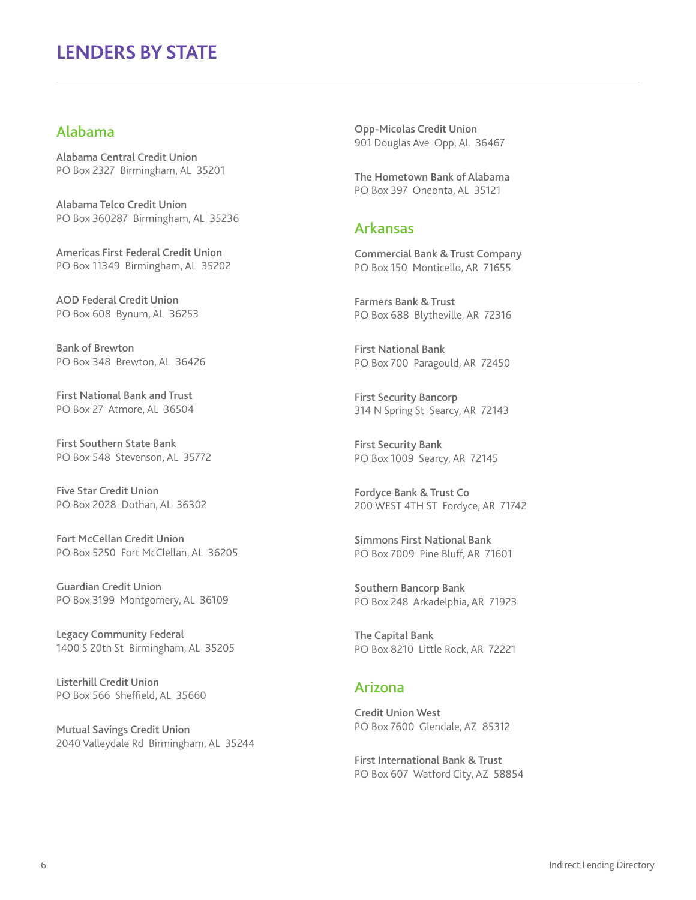# LENDERS BY STATE

## Alabama

**Alabama Central Credit Union**
PO Box 2327 Birmingham, AL 35201

**Alabama Telco Credit Union**
PO Box 360287 Birmingham, AL 35236

**Americas First Federal Credit Union**
PO Box 11349 Birmingham, AL 35202

**AOD Federal Credit Union**
PO Box 608 Bynum, AL 36253

**Bank of Brewton**
PO Box 348 Brewton, AL 36426

**First National Bank and Trust**
PO Box 27 Atmore, AL 36504

**First Southern State Bank**
PO Box 548 Stevenson, AL 35772

**Five Star Credit Union**
PO Box 2028 Dothan, AL 36302

**Fort McCellan Credit Union**
PO Box 5250 Fort McClellan, AL 36205

**Guardian Credit Union**
PO Box 3199 Montgomery, AL 36109

**Legacy Community Federal**
1400 S 20th St Birmingham, AL 35205

**Listerhill Credit Union**
PO Box 566 Sheffield, AL 35660

**Mutual Savings Credit Union**
2040 Valleydale Rd Birmingham, AL 35244

**Opp-Micolas Credit Union**
901 Douglas Ave Opp, AL 36467

**The Hometown Bank of Alabama**
PO Box 397 Oneonta, AL 35121

## Arkansas

**Commercial Bank & Trust Company**
PO Box 150 Monticello, AR 71655

**Farmers Bank & Trust**
PO Box 688 Blytheville, AR 72316

**First National Bank**
PO Box 700 Paragould, AR 72450

**First Security Bancorp**
314 N Spring St Searcy, AR 72143

**First Security Bank**
PO Box 1009 Searcy, AR 72145

**Fordyce Bank & Trust Co**
200 WEST 4TH ST Fordyce, AR 71742

**Simmons First National Bank**
PO Box 7009 Pine Bluff, AR 71601

**Southern Bancorp Bank**
PO Box 248 Arkadelphia, AR 71923

**The Capital Bank**
PO Box 8210 Little Rock, AR 72221

## Arizona

**Credit Union West**
PO Box 7600 Glendale, AZ 85312

**First International Bank & Trust**
PO Box 607 Watford City, AZ 58854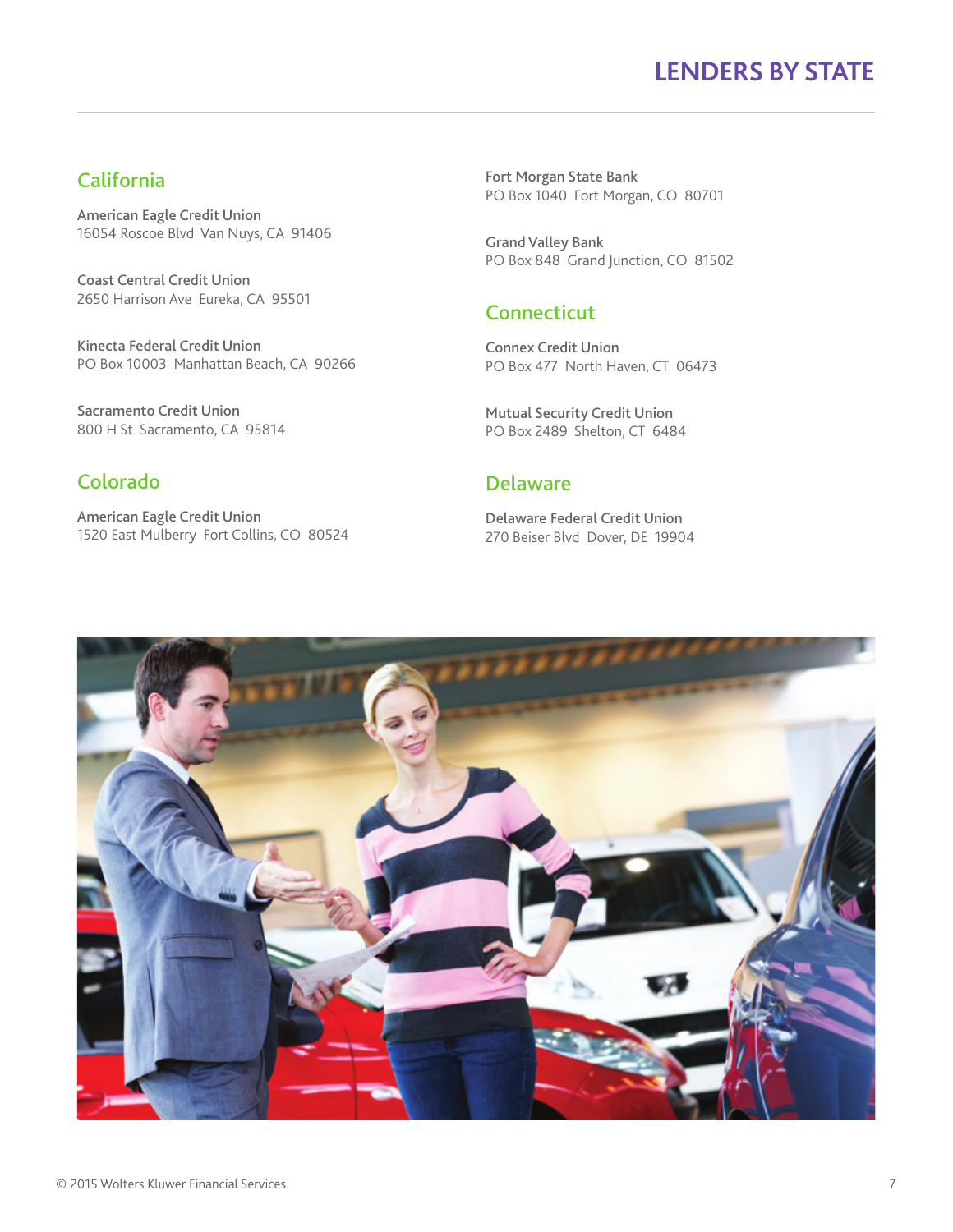# LENDERS BY STATE

## California

**American Eagle Credit Union**
16054 Roscoe Blvd Van Nuys, CA 91406

**Coast Central Credit Union**
2650 Harrison Ave Eureka, CA 95501

**Kinecta Federal Credit Union**
PO Box 10003 Manhattan Beach, CA 90266

**Sacramento Credit Union**
800 H St Sacramento, CA 95814

## Colorado

**American Eagle Credit Union**
1520 East Mulberry Fort Collins, CO 80524

**Fort Morgan State Bank**
PO Box 1040 Fort Morgan, CO 80701

**Grand Valley Bank**
PO Box 848 Grand Junction, CO 81502

## Connecticut

**Connex Credit Union**
PO Box 477 North Haven, CT 06473

**Mutual Security Credit Union**
PO Box 2489 Shelton, CT 6484

## Delaware

**Delaware Federal Credit Union**
270 Beiser Blvd Dover, DE 19904

© 2015 Wolters Kluwer Financial Services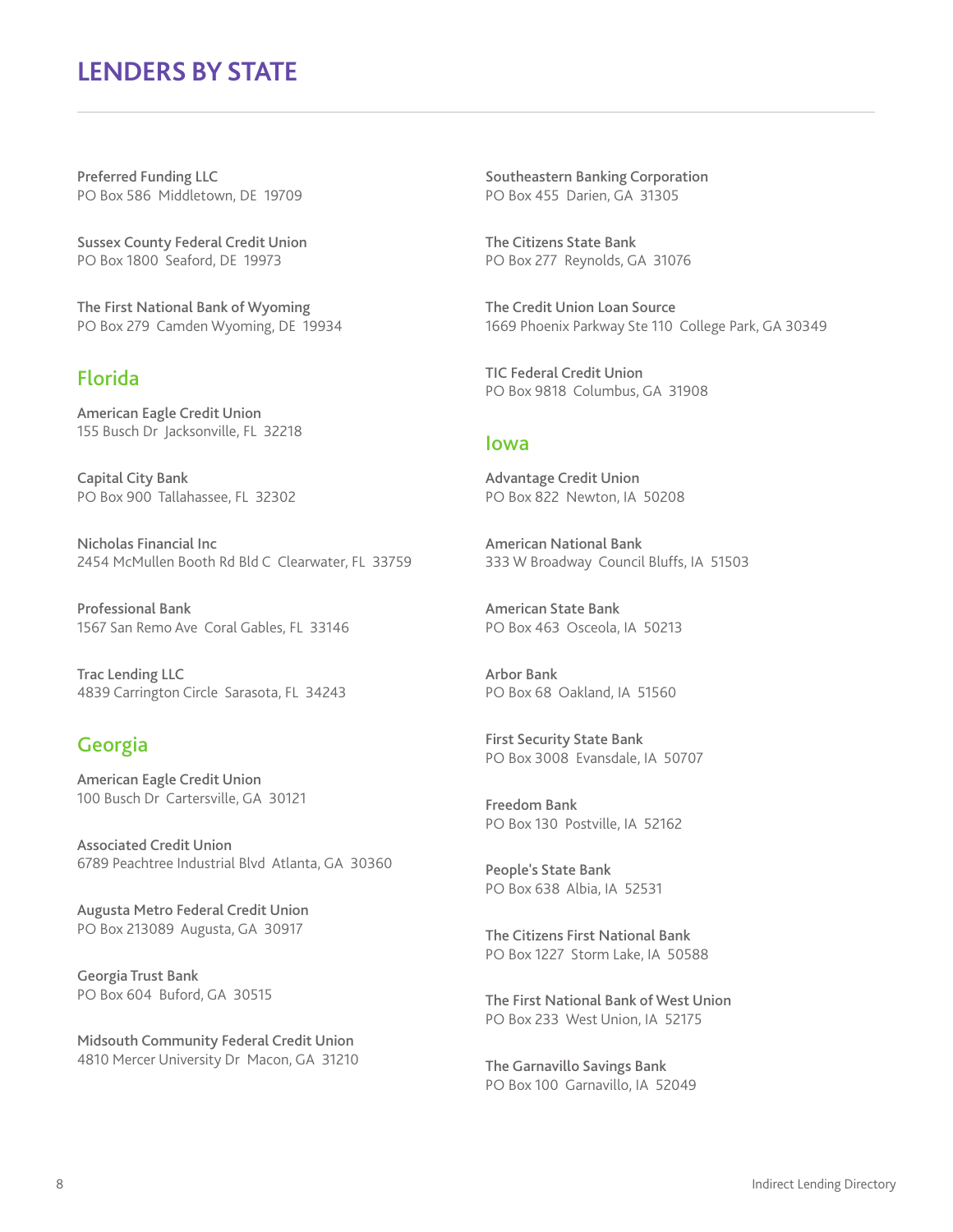# LENDERS BY STATE

**Preferred Funding LLC**
PO Box 586 Middletown, DE 19709

**Sussex County Federal Credit Union**
PO Box 1800 Seaford, DE 19973

**The First National Bank of Wyoming**
PO Box 279 Camden Wyoming, DE 19934

## Florida

**American Eagle Credit Union**
155 Busch Dr Jacksonville, FL 32218

**Capital City Bank**
PO Box 900 Tallahassee, FL 32302

**Nicholas Financial Inc**
2454 McMullen Booth Rd Bld C Clearwater, FL 33759

**Professional Bank**
1567 San Remo Ave Coral Gables, FL 33146

**Trac Lending LLC**
4839 Carrington Circle Sarasota, FL 34243

## Georgia

**American Eagle Credit Union**
100 Busch Dr Cartersville, GA 30121

**Associated Credit Union**
6789 Peachtree Industrial Blvd Atlanta, GA 30360

**Augusta Metro Federal Credit Union**
PO Box 213089 Augusta, GA 30917

**Georgia Trust Bank**
PO Box 604 Buford, GA 30515

**Midsouth Community Federal Credit Union**
4810 Mercer University Dr Macon, GA 31210

**Southeastern Banking Corporation**
PO Box 455 Darien, GA 31305

**The Citizens State Bank**
PO Box 277 Reynolds, GA 31076

**The Credit Union Loan Source**
1669 Phoenix Parkway Ste 110 College Park, GA 30349

**TIC Federal Credit Union**
PO Box 9818 Columbus, GA 31908

## Iowa

**Advantage Credit Union**
PO Box 822 Newton, IA 50208

**American National Bank**
333 W Broadway Council Bluffs, IA 51503

**American State Bank**
PO Box 463 Osceola, IA 50213

**Arbor Bank**
PO Box 68 Oakland, IA 51560

**First Security State Bank**
PO Box 3008 Evansdale, IA 50707

**Freedom Bank**
PO Box 130 Postville, IA 52162

**People's State Bank**
PO Box 638 Albia, IA 52531

**The Citizens First National Bank**
PO Box 1227 Storm Lake, IA 50588

**The First National Bank of West Union**
PO Box 233 West Union, IA 52175

**The Garnavillo Savings Bank**
PO Box 100 Garnavillo, IA 52049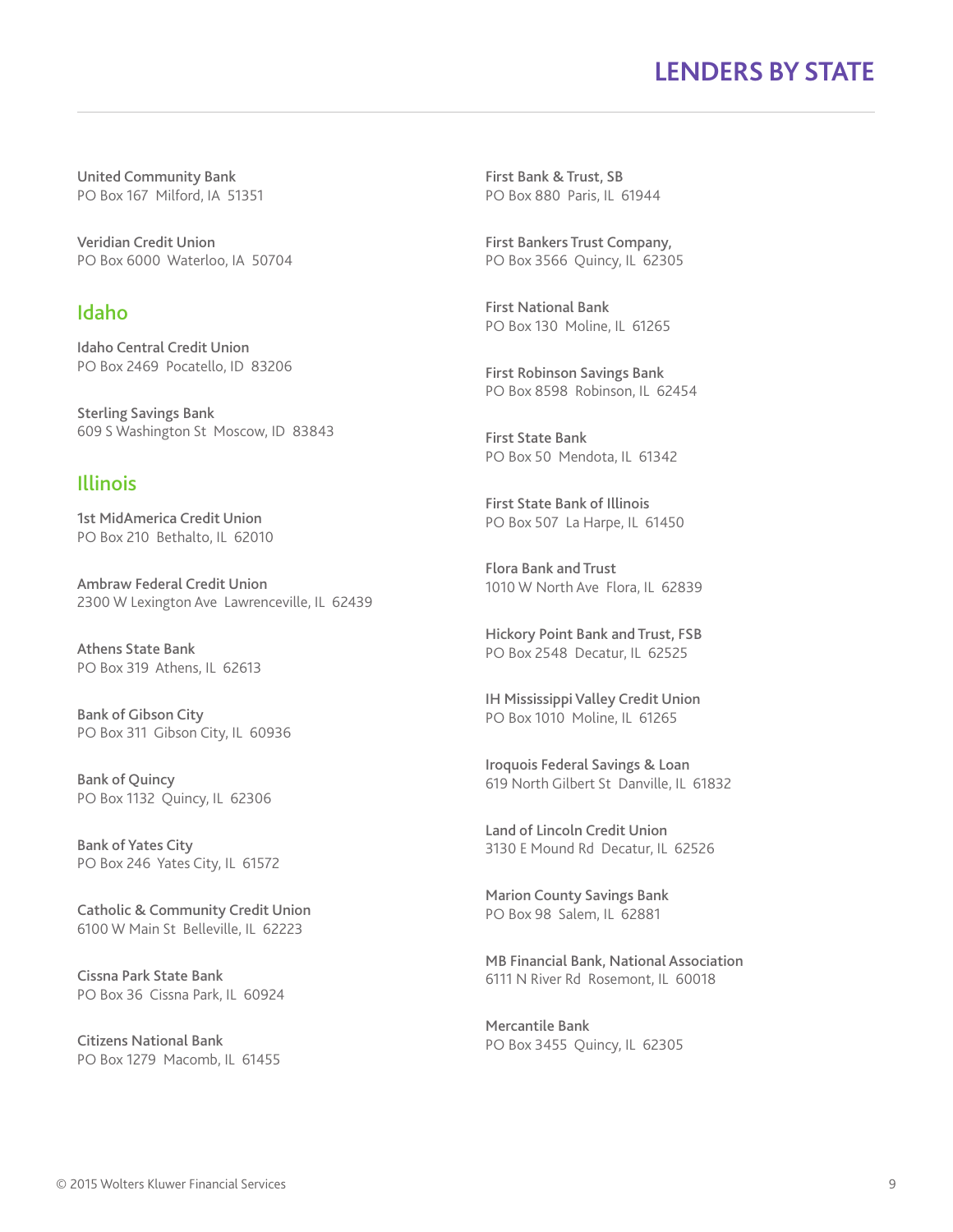United Community Bank
PO Box 167 Milford, IA 51351

Veridian Credit Union
PO Box 6000 Waterloo, IA 50704

## Idaho

Idaho Central Credit Union
PO Box 2469 Pocatello, ID 83206

Sterling Savings Bank
609 S Washington St Moscow, ID 83843

## Illinois

1st MidAmerica Credit Union
PO Box 210 Bethalto, IL 62010

Ambraw Federal Credit Union
2300 W Lexington Ave Lawrenceville, IL 62439

Athens State Bank
PO Box 319 Athens, IL 62613

Bank of Gibson City
PO Box 311 Gibson City, IL 60936

Bank of Quincy
PO Box 1132 Quincy, IL 62306

Bank of Yates City
PO Box 246 Yates City, IL 61572

Catholic & Community Credit Union
6100 W Main St Belleville, IL 62223

Cissna Park State Bank
PO Box 36 Cissna Park, IL 60924

Citizens National Bank
PO Box 1279 Macomb, IL 61455

First Bank & Trust, SB
PO Box 880 Paris, IL 61944

First Bankers Trust Company,
PO Box 3566 Quincy, IL 62305

First National Bank
PO Box 130 Moline, IL 61265

First Robinson Savings Bank
PO Box 8598 Robinson, IL 62454

First State Bank
PO Box 50 Mendota, IL 61342

First State Bank of Illinois
PO Box 507 La Harpe, IL 61450

Flora Bank and Trust
1010 W North Ave Flora, IL 62839

Hickory Point Bank and Trust, FSB
PO Box 2548 Decatur, IL 62525

IH Mississippi Valley Credit Union
PO Box 1010 Moline, IL 61265

Iroquois Federal Savings & Loan
619 North Gilbert St Danville, IL 61832

Land of Lincoln Credit Union
3130 E Mound Rd Decatur, IL 62526

Marion County Savings Bank
PO Box 98 Salem, IL 62881

MB Financial Bank, National Association
6111 N River Rd Rosemont, IL 60018

Mercantile Bank
PO Box 3455 Quincy, IL 62305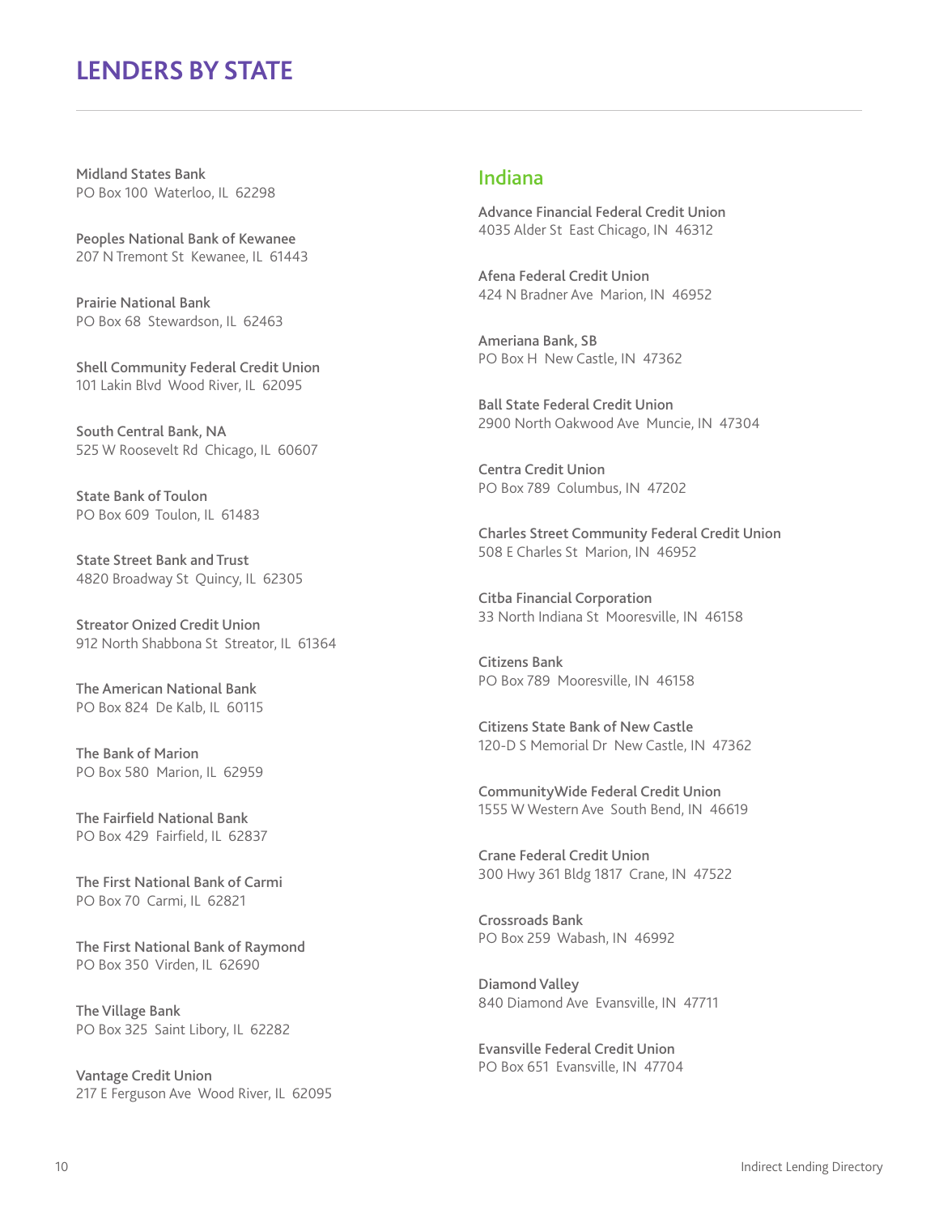# LENDERS BY STATE

**Midland States Bank**
PO Box 100 Waterloo, IL 62298

**Peoples National Bank of Kewanee**
207 N Tremont St Kewanee, IL 61443

**Prairie National Bank**
PO Box 68 Stewardson, IL 62463

**Shell Community Federal Credit Union**
101 Lakin Blvd Wood River, IL 62095

**South Central Bank, NA**
525 W Roosevelt Rd Chicago, IL 60607

**State Bank of Toulon**
PO Box 609 Toulon, IL 61483

**State Street Bank and Trust**
4820 Broadway St Quincy, IL 62305

**Streator Onized Credit Union**
912 North Shabbona St Streator, IL 61364

**The American National Bank**
PO Box 824 De Kalb, IL 60115

**The Bank of Marion**
PO Box 580 Marion, IL 62959

**The Fairfield National Bank**
PO Box 429 Fairfield, IL 62837

**The First National Bank of Carmi**
PO Box 70 Carmi, IL 62821

**The First National Bank of Raymond**
PO Box 350 Virden, IL 62690

**The Village Bank**
PO Box 325 Saint Libory, IL 62282

**Vantage Credit Union**
217 E Ferguson Ave Wood River, IL 62095

## Indiana

**Advance Financial Federal Credit Union**
4035 Alder St East Chicago, IN 46312

**Afena Federal Credit Union**
424 N Bradner Ave Marion, IN 46952

**Ameriana Bank, SB**
PO Box H New Castle, IN 47362

**Ball State Federal Credit Union**
2900 North Oakwood Ave Muncie, IN 47304

**Centra Credit Union**
PO Box 789 Columbus, IN 47202

**Charles Street Community Federal Credit Union**
508 E Charles St Marion, IN 46952

**Citba Financial Corporation**
33 North Indiana St Mooresville, IN 46158

**Citizens Bank**
PO Box 789 Mooresville, IN 46158

**Citizens State Bank of New Castle**
120-D S Memorial Dr New Castle, IN 47362

**CommunityWide Federal Credit Union**
1555 W Western Ave South Bend, IN 46619

**Crane Federal Credit Union**
300 Hwy 361 Bldg 1817 Crane, IN 47522

**Crossroads Bank**
PO Box 259 Wabash, IN 46992

**Diamond Valley**
840 Diamond Ave Evansville, IN 47711

**Evansville Federal Credit Union**
PO Box 651 Evansville, IN 47704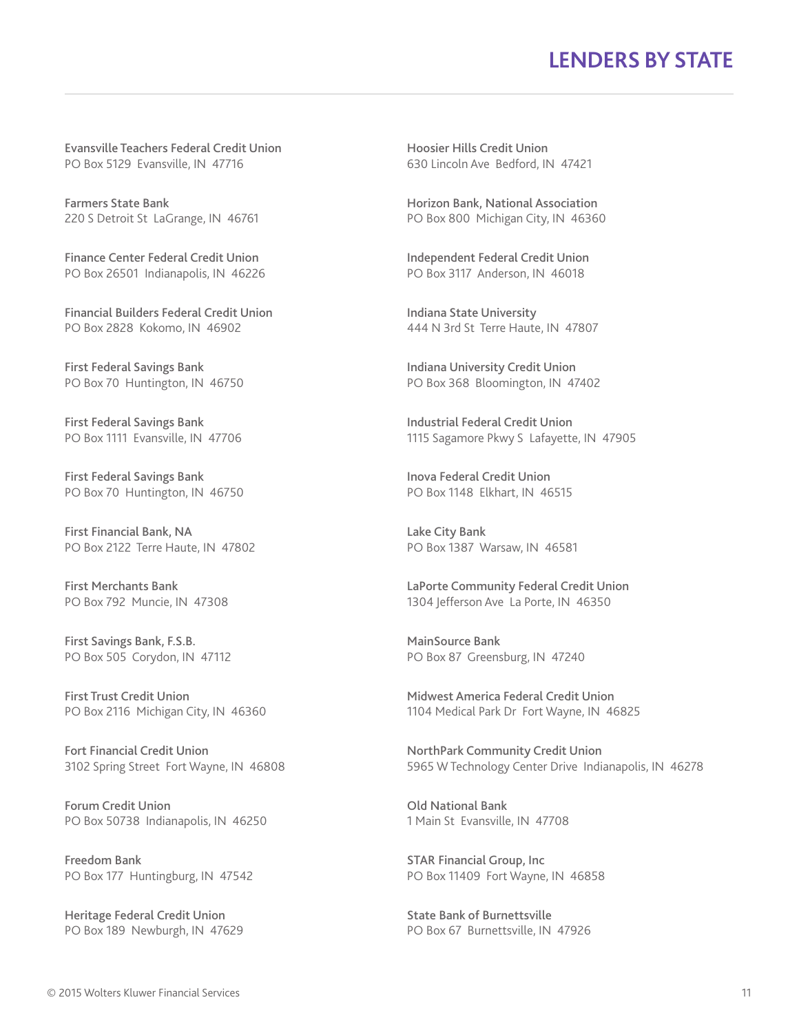# LENDERS BY STATE

**Evansville Teachers Federal Credit Union**
PO Box 5129 Evansville, IN 47716

**Farmers State Bank**
220 S Detroit St LaGrange, IN 46761

**Finance Center Federal Credit Union**
PO Box 26501 Indianapolis, IN 46226

**Financial Builders Federal Credit Union**
PO Box 2828 Kokomo, IN 46902

**First Federal Savings Bank**
PO Box 70 Huntington, IN 46750

**First Federal Savings Bank**
PO Box 1111 Evansville, IN 47706

**First Federal Savings Bank**
PO Box 70 Huntington, IN 46750

**First Financial Bank, NA**
PO Box 2122 Terre Haute, IN 47802

**First Merchants Bank**
PO Box 792 Muncie, IN 47308

**First Savings Bank, F.S.B.**
PO Box 505 Corydon, IN 47112

**First Trust Credit Union**
PO Box 2116 Michigan City, IN 46360

**Fort Financial Credit Union**
3102 Spring Street Fort Wayne, IN 46808

**Forum Credit Union**
PO Box 50738 Indianapolis, IN 46250

**Freedom Bank**
PO Box 177 Huntingburg, IN 47542

**Heritage Federal Credit Union**
PO Box 189 Newburgh, IN 47629

**Hoosier Hills Credit Union**
630 Lincoln Ave Bedford, IN 47421

**Horizon Bank, National Association**
PO Box 800 Michigan City, IN 46360

**Independent Federal Credit Union**
PO Box 3117 Anderson, IN 46018

**Indiana State University**
444 N 3rd St Terre Haute, IN 47807

**Indiana University Credit Union**
PO Box 368 Bloomington, IN 47402

**Industrial Federal Credit Union**
1115 Sagamore Pkwy S Lafayette, IN 47905

**Inova Federal Credit Union**
PO Box 1148 Elkhart, IN 46515

**Lake City Bank**
PO Box 1387 Warsaw, IN 46581

**LaPorte Community Federal Credit Union**
1304 Jefferson Ave La Porte, IN 46350

**MainSource Bank**
PO Box 87 Greensburg, IN 47240

**Midwest America Federal Credit Union**
1104 Medical Park Dr Fort Wayne, IN 46825

**NorthPark Community Credit Union**
5965 W Technology Center Drive Indianapolis, IN 46278

**Old National Bank**
1 Main St Evansville, IN 47708

**STAR Financial Group, Inc**
PO Box 11409 Fort Wayne, IN 46858

**State Bank of Burnettsville**
PO Box 67 Burnettsville, IN 47926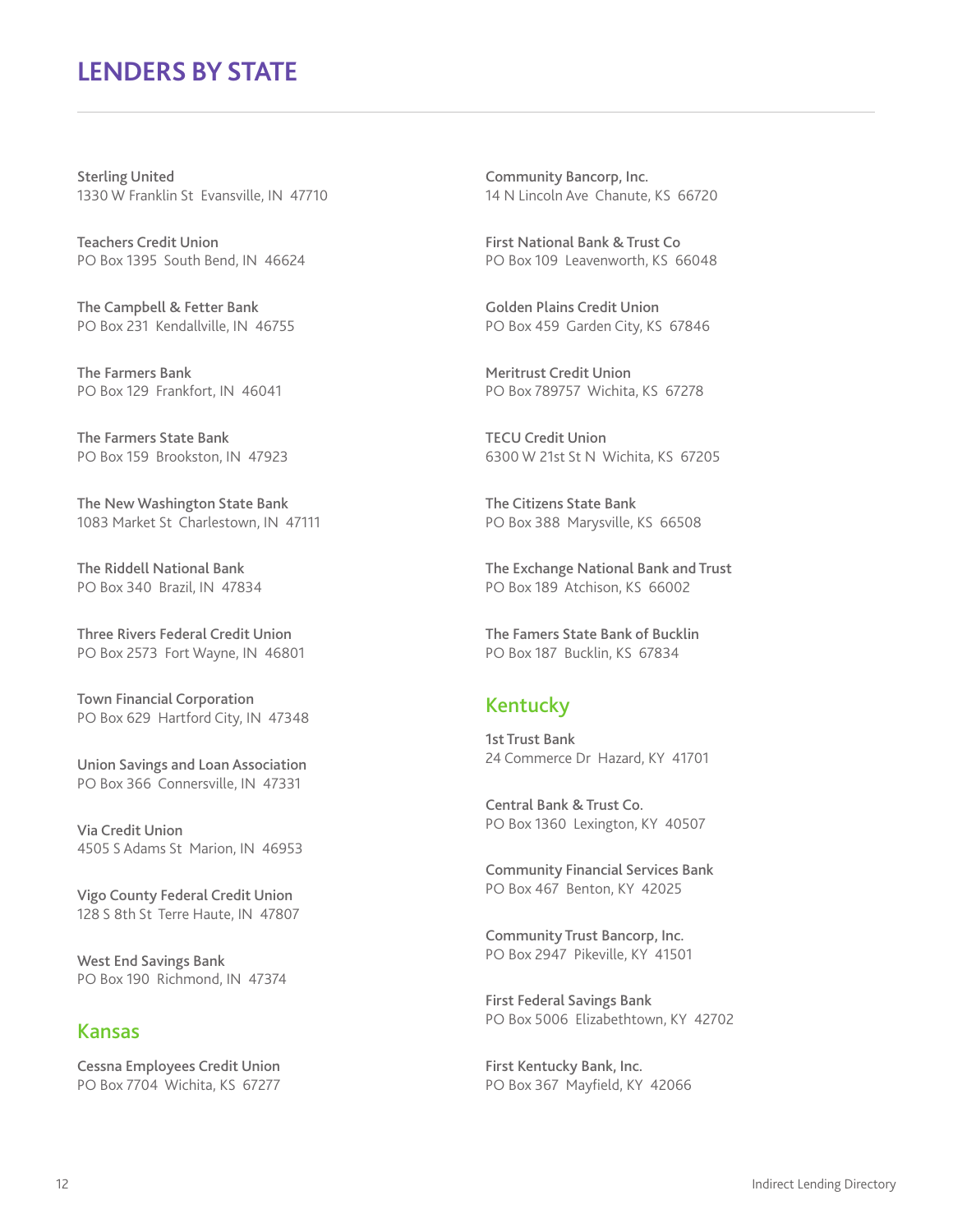# LENDERS BY STATE

**Sterling United**
1330 W Franklin St Evansville, IN 47710

**Teachers Credit Union**
PO Box 1395 South Bend, IN 46624

**The Campbell & Fetter Bank**
PO Box 231 Kendallville, IN 46755

**The Farmers Bank**
PO Box 129 Frankfort, IN 46041

**The Farmers State Bank**
PO Box 159 Brookston, IN 47923

**The New Washington State Bank**
1083 Market St Charlestown, IN 47111

**The Riddell National Bank**
PO Box 340 Brazil, IN 47834

**Three Rivers Federal Credit Union**
PO Box 2573 Fort Wayne, IN 46801

**Town Financial Corporation**
PO Box 629 Hartford City, IN 47348

**Union Savings and Loan Association**
PO Box 366 Connersville, IN 47331

**Via Credit Union**
4505 S Adams St Marion, IN 46953

**Vigo County Federal Credit Union**
128 S 8th St Terre Haute, IN 47807

**West End Savings Bank**
PO Box 190 Richmond, IN 47374

## Kansas

**Cessna Employees Credit Union**
PO Box 7704 Wichita, KS 67277

**Community Bancorp, Inc.**
14 N Lincoln Ave Chanute, KS 66720

**First National Bank & Trust Co**
PO Box 109 Leavenworth, KS 66048

**Golden Plains Credit Union**
PO Box 459 Garden City, KS 67846

**Meritrust Credit Union**
PO Box 789757 Wichita, KS 67278

**TECU Credit Union**
6300 W 21st St N Wichita, KS 67205

**The Citizens State Bank**
PO Box 388 Marysville, KS 66508

**The Exchange National Bank and Trust**
PO Box 189 Atchison, KS 66002

**The Famers State Bank of Bucklin**
PO Box 187 Bucklin, KS 67834

## Kentucky

**1st Trust Bank**
24 Commerce Dr Hazard, KY 41701

**Central Bank & Trust Co.**
PO Box 1360 Lexington, KY 40507

**Community Financial Services Bank**
PO Box 467 Benton, KY 42025

**Community Trust Bancorp, Inc.**
PO Box 2947 Pikeville, KY 41501

**First Federal Savings Bank**
PO Box 5006 Elizabethtown, KY 42702

**First Kentucky Bank, Inc.**
PO Box 367 Mayfield, KY 42066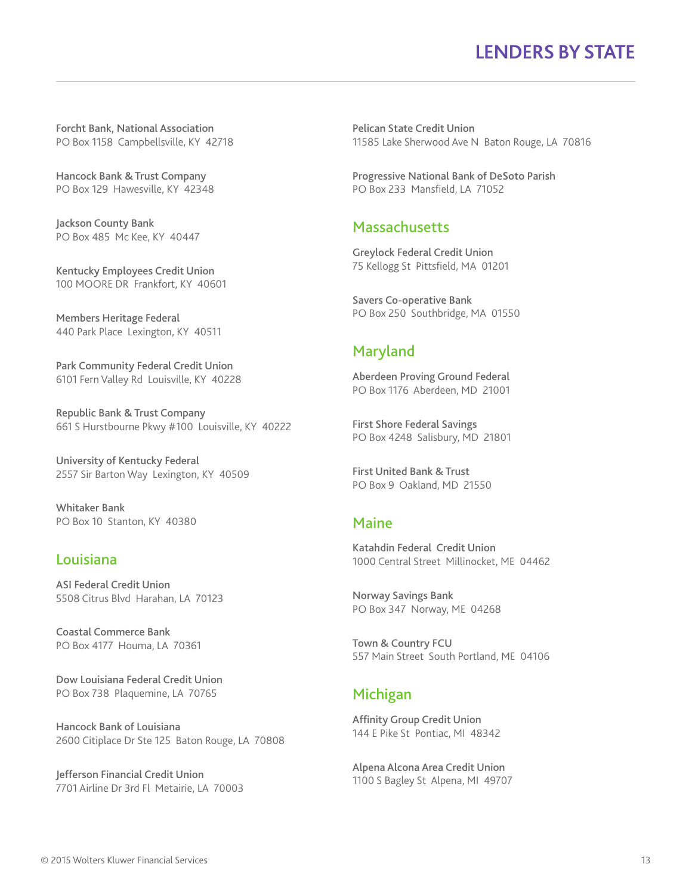**Forcht Bank, National Association**
PO Box 1158 Campbellsville, KY 42718

**Hancock Bank & Trust Company**
PO Box 129 Hawesville, KY 42348

**Jackson County Bank**
PO Box 485 Mc Kee, KY 40447

**Kentucky Employees Credit Union**
100 MOORE DR Frankfort, KY 40601

**Members Heritage Federal**
440 Park Place Lexington, KY 40511

**Park Community Federal Credit Union**
6101 Fern Valley Rd Louisville, KY 40228

**Republic Bank & Trust Company**
661 S Hurstbourne Pkwy #100 Louisville, KY 40222

**University of Kentucky Federal**
2557 Sir Barton Way Lexington, KY 40509

**Whitaker Bank**
PO Box 10 Stanton, KY 40380

## Louisiana

**ASI Federal Credit Union**
5508 Citrus Blvd Harahan, LA 70123

**Coastal Commerce Bank**
PO Box 4177 Houma, LA 70361

**Dow Louisiana Federal Credit Union**
PO Box 738 Plaquemine, LA 70765

**Hancock Bank of Louisiana**
2600 Citiplace Dr Ste 125 Baton Rouge, LA 70808

**Jefferson Financial Credit Union**
7701 Airline Dr 3rd Fl Metairie, LA 70003

**Pelican State Credit Union**
11585 Lake Sherwood Ave N Baton Rouge, LA 70816

**Progressive National Bank of DeSoto Parish**
PO Box 233 Mansfield, LA 71052

## Massachusetts

**Greylock Federal Credit Union**
75 Kellogg St Pittsfield, MA 01201

**Savers Co-operative Bank**
PO Box 250 Southbridge, MA 01550

## Maryland

**Aberdeen Proving Ground Federal**
PO Box 1176 Aberdeen, MD 21001

**First Shore Federal Savings**
PO Box 4248 Salisbury, MD 21801

**First United Bank & Trust**
PO Box 9 Oakland, MD 21550

## Maine

**Katahdin Federal Credit Union**
1000 Central Street Millinocket, ME 04462

**Norway Savings Bank**
PO Box 347 Norway, ME 04268

**Town & Country FCU**
557 Main Street South Portland, ME 04106

## Michigan

**Affinity Group Credit Union**
144 E Pike St Pontiac, MI 48342

**Alpena Alcona Area Credit Union**
1100 S Bagley St Alpena, MI 49707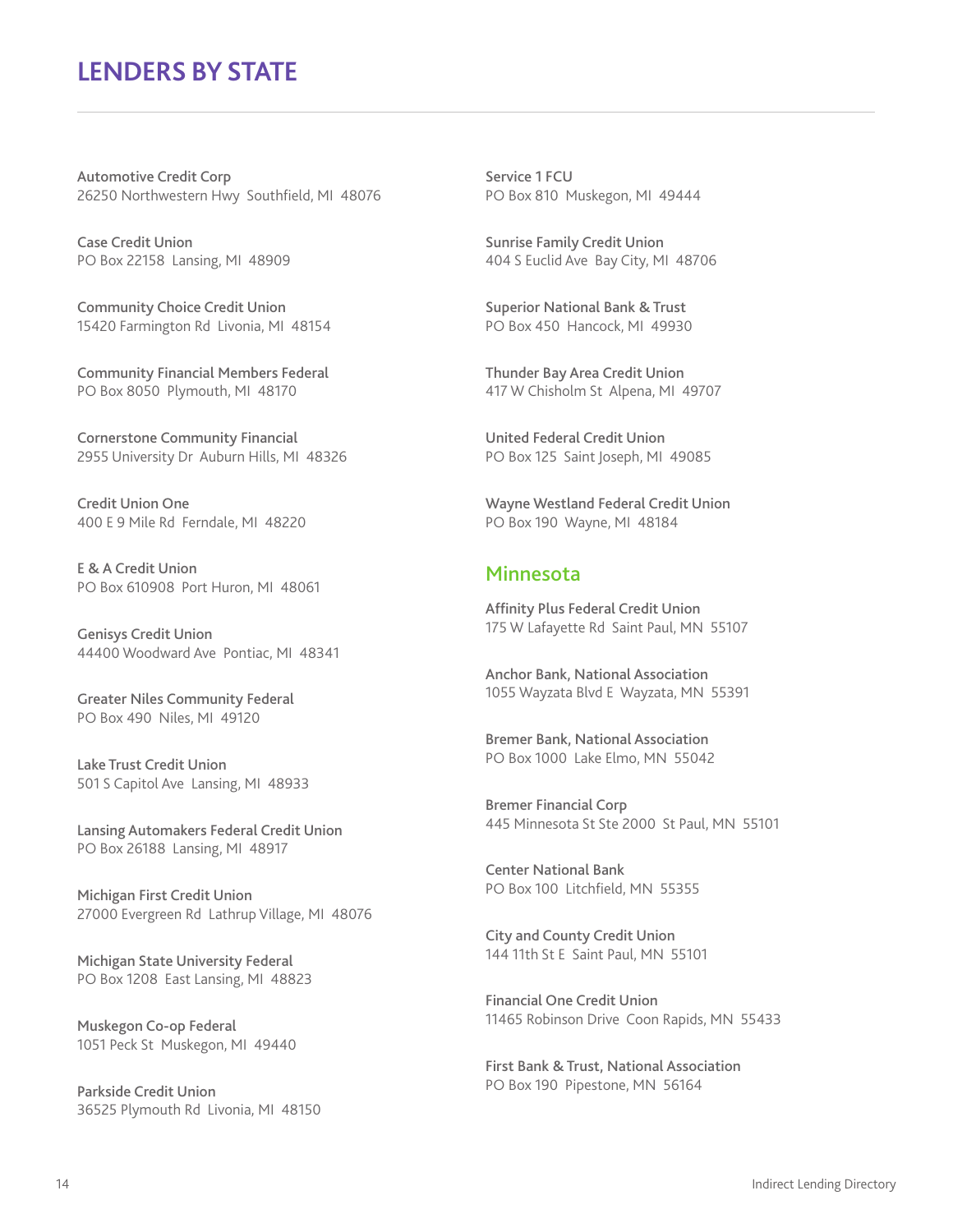# LENDERS BY STATE

**Automotive Credit Corp**
26250 Northwestern Hwy  Southfield, MI  48076

**Case Credit Union**
PO Box 22158  Lansing, MI  48909

**Community Choice Credit Union**
15420 Farmington Rd  Livonia, MI  48154

**Community Financial Members Federal**
PO Box 8050  Plymouth, MI  48170

**Cornerstone Community Financial**
2955 University Dr  Auburn Hills, MI  48326

**Credit Union One**
400 E 9 Mile Rd  Ferndale, MI  48220

**E & A Credit Union**
PO Box 610908  Port Huron, MI  48061

**Genisys Credit Union**
44400 Woodward Ave  Pontiac, MI  48341

**Greater Niles Community Federal**
PO Box 490  Niles, MI  49120

**Lake Trust Credit Union**
501 S Capitol Ave  Lansing, MI  48933

**Lansing Automakers Federal Credit Union**
PO Box 26188  Lansing, MI  48917

**Michigan First Credit Union**
27000 Evergreen Rd  Lathrup Village, MI  48076

**Michigan State University Federal**
PO Box 1208  East Lansing, MI  48823

**Muskegon Co-op Federal**
1051 Peck St  Muskegon, MI  49440

**Parkside Credit Union**
36525 Plymouth Rd  Livonia, MI  48150

**Service 1 FCU**
PO Box 810  Muskegon, MI  49444

**Sunrise Family Credit Union**
404 S Euclid Ave  Bay City, MI  48706

**Superior National Bank & Trust**
PO Box 450  Hancock, MI  49930

**Thunder Bay Area Credit Union**
417 W Chisholm St  Alpena, MI  49707

**United Federal Credit Union**
PO Box 125  Saint Joseph, MI  49085

**Wayne Westland Federal Credit Union**
PO Box 190  Wayne, MI  48184

## Minnesota

**Affinity Plus Federal Credit Union**
175 W Lafayette Rd  Saint Paul, MN  55107

**Anchor Bank, National Association**
1055 Wayzata Blvd E  Wayzata, MN  55391

**Bremer Bank, National Association**
PO Box 1000  Lake Elmo, MN  55042

**Bremer Financial Corp**
445 Minnesota St Ste 2000  St Paul, MN  55101

**Center National Bank**
PO Box 100  Litchfield, MN  55355

**City and County Credit Union**
144 11th St E  Saint Paul, MN  55101

**Financial One Credit Union**
11465 Robinson Drive  Coon Rapids, MN  55433

**First Bank & Trust, National Association**
PO Box 190  Pipestone, MN  56164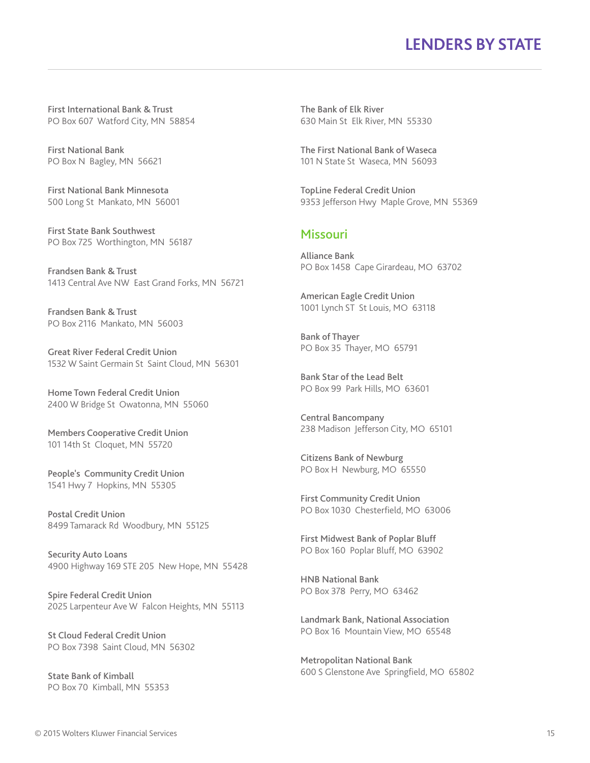First International Bank & Trust
PO Box 607  Watford City, MN  58854

First National Bank
PO Box N  Bagley, MN  56621

First National Bank Minnesota
500 Long St  Mankato, MN  56001

First State Bank Southwest
PO Box 725  Worthington, MN  56187

Frandsen Bank & Trust
1413 Central Ave NW  East Grand Forks, MN  56721

Frandsen Bank & Trust
PO Box 2116  Mankato, MN  56003

Great River Federal Credit Union
1532 W Saint Germain St  Saint Cloud, MN  56301

Home Town Federal Credit Union
2400 W Bridge St  Owatonna, MN  55060

Members Cooperative Credit Union
101 14th St  Cloquet, MN  55720

People's  Community Credit Union
1541 Hwy 7  Hopkins, MN  55305

Postal Credit Union
8499 Tamarack Rd  Woodbury, MN  55125

Security Auto Loans
4900 Highway 169 STE 205  New Hope, MN  55428

Spire Federal Credit Union
2025 Larpenteur Ave W  Falcon Heights, MN  55113

St Cloud Federal Credit Union
PO Box 7398  Saint Cloud, MN  56302

State Bank of Kimball
PO Box 70  Kimball, MN  55353

The Bank of Elk River
630 Main St  Elk River, MN  55330

The First National Bank of Waseca
101 N State St  Waseca, MN  56093

TopLine Federal Credit Union
9353 Jefferson Hwy  Maple Grove, MN  55369

## Missouri

Alliance Bank
PO Box 1458  Cape Girardeau, MO  63702

American Eagle Credit Union
1001 Lynch ST  St Louis, MO  63118

Bank of Thayer
PO Box 35  Thayer, MO  65791

Bank Star of the Lead Belt
PO Box 99  Park Hills, MO  63601

Central Bancompany
238 Madison  Jefferson City, MO  65101

Citizens Bank of Newburg
PO Box H  Newburg, MO  65550

First Community Credit Union
PO Box 1030  Chesterfield, MO  63006

First Midwest Bank of Poplar Bluff
PO Box 160  Poplar Bluff, MO  63902

HNB National Bank
PO Box 378  Perry, MO  63462

Landmark Bank, National Association
PO Box 16  Mountain View, MO  65548

Metropolitan National Bank
600 S Glenstone Ave  Springfield, MO  65802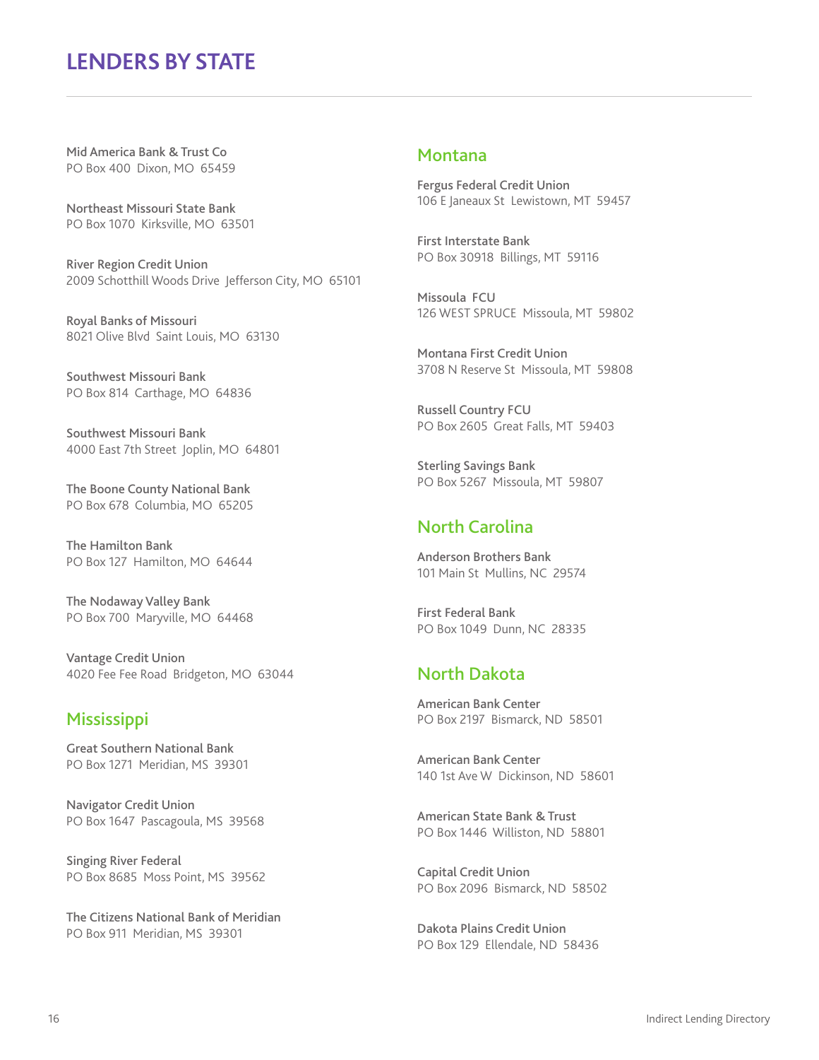# LENDERS BY STATE

**Mid America Bank & Trust Co**
PO Box 400 Dixon, MO 65459

**Northeast Missouri State Bank**
PO Box 1070 Kirksville, MO 63501

**River Region Credit Union**
2009 Schotthill Woods Drive Jefferson City, MO 65101

**Royal Banks of Missouri**
8021 Olive Blvd Saint Louis, MO 63130

**Southwest Missouri Bank**
PO Box 814 Carthage, MO 64836

**Southwest Missouri Bank**
4000 East 7th Street Joplin, MO 64801

**The Boone County National Bank**
PO Box 678 Columbia, MO 65205

**The Hamilton Bank**
PO Box 127 Hamilton, MO 64644

**The Nodaway Valley Bank**
PO Box 700 Maryville, MO 64468

**Vantage Credit Union**
4020 Fee Fee Road Bridgeton, MO 63044

## Mississippi

**Great Southern National Bank**
PO Box 1271 Meridian, MS 39301

**Navigator Credit Union**
PO Box 1647 Pascagoula, MS 39568

**Singing River Federal**
PO Box 8685 Moss Point, MS 39562

**The Citizens National Bank of Meridian**
PO Box 911 Meridian, MS 39301

## Montana

**Fergus Federal Credit Union**
106 E Janeaux St Lewistown, MT 59457

**First Interstate Bank**
PO Box 30918 Billings, MT 59116

**Missoula FCU**
126 WEST SPRUCE Missoula, MT 59802

**Montana First Credit Union**
3708 N Reserve St Missoula, MT 59808

**Russell Country FCU**
PO Box 2605 Great Falls, MT 59403

**Sterling Savings Bank**
PO Box 5267 Missoula, MT 59807

## North Carolina

**Anderson Brothers Bank**
101 Main St Mullins, NC 29574

**First Federal Bank**
PO Box 1049 Dunn, NC 28335

## North Dakota

**American Bank Center**
PO Box 2197 Bismarck, ND 58501

**American Bank Center**
140 1st Ave W Dickinson, ND 58601

**American State Bank & Trust**
PO Box 1446 Williston, ND 58801

**Capital Credit Union**
PO Box 2096 Bismarck, ND 58502

**Dakota Plains Credit Union**
PO Box 129 Ellendale, ND 58436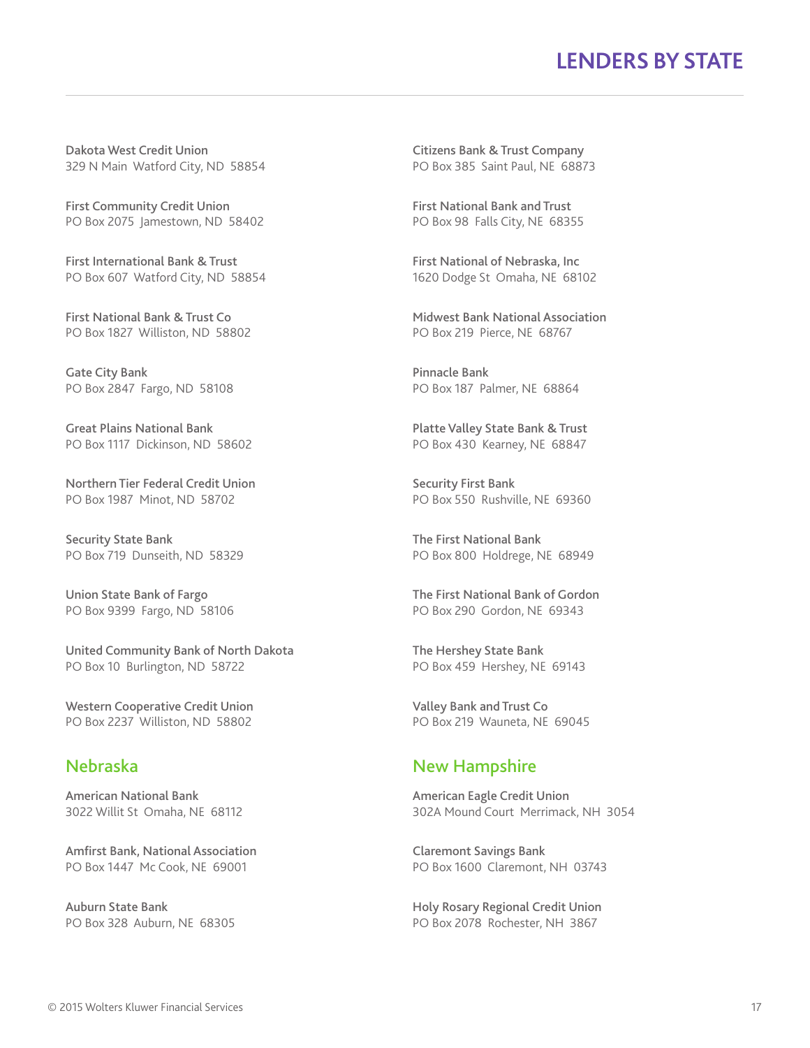# LENDERS BY STATE

Dakota West Credit Union
329 N Main  Watford City, ND  58854

First Community Credit Union
PO Box 2075  Jamestown, ND  58402

First International Bank & Trust
PO Box 607  Watford City, ND  58854

First National Bank & Trust Co
PO Box 1827  Williston, ND  58802

Gate City Bank
PO Box 2847  Fargo, ND  58108

Great Plains National Bank
PO Box 1117  Dickinson, ND  58602

Northern Tier Federal Credit Union
PO Box 1987  Minot, ND  58702

Security State Bank
PO Box 719  Dunseith, ND  58329

Union State Bank of Fargo
PO Box 9399  Fargo, ND  58106

United Community Bank of North Dakota
PO Box 10  Burlington, ND  58722

Western Cooperative Credit Union
PO Box 2237  Williston, ND  58802

## Nebraska

American National Bank
3022 Willit St  Omaha, NE  68112

Amfirst Bank, National Association
PO Box 1447  Mc Cook, NE  69001

Auburn State Bank
PO Box 328  Auburn, NE  68305

Citizens Bank & Trust Company
PO Box 385  Saint Paul, NE  68873

First National Bank and Trust
PO Box 98  Falls City, NE  68355

First National of Nebraska, Inc
1620 Dodge St  Omaha, NE  68102

Midwest Bank National Association
PO Box 219  Pierce, NE  68767

Pinnacle Bank
PO Box 187  Palmer, NE  68864

Platte Valley State Bank & Trust
PO Box 430  Kearney, NE  68847

Security First Bank
PO Box 550  Rushville, NE  69360

The First National Bank
PO Box 800  Holdrege, NE  68949

The First National Bank of Gordon
PO Box 290  Gordon, NE  69343

The Hershey State Bank
PO Box 459  Hershey, NE  69143

Valley Bank and Trust Co
PO Box 219  Wauneta, NE  69045

## New Hampshire

American Eagle Credit Union
302A Mound Court  Merrimack, NH  3054

Claremont Savings Bank
PO Box 1600  Claremont, NH  03743

Holy Rosary Regional Credit Union
PO Box 2078  Rochester, NH  3867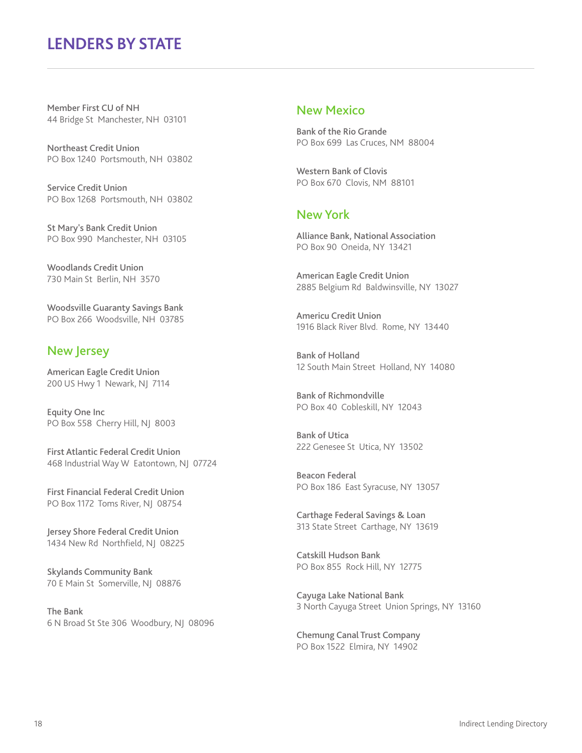# LENDERS BY STATE

**Member First CU of NH**
44 Bridge St Manchester, NH 03101

**Northeast Credit Union**
PO Box 1240 Portsmouth, NH 03802

**Service Credit Union**
PO Box 1268 Portsmouth, NH 03802

**St Mary's Bank Credit Union**
PO Box 990 Manchester, NH 03105

**Woodlands Credit Union**
730 Main St Berlin, NH 3570

**Woodsville Guaranty Savings Bank**
PO Box 266 Woodsville, NH 03785

## New Jersey

**American Eagle Credit Union**
200 US Hwy 1 Newark, NJ 7114

**Equity One Inc**
PO Box 558 Cherry Hill, NJ 8003

**First Atlantic Federal Credit Union**
468 Industrial Way W Eatontown, NJ 07724

**First Financial Federal Credit Union**
PO Box 1172 Toms River, NJ 08754

**Jersey Shore Federal Credit Union**
1434 New Rd Northfield, NJ 08225

**Skylands Community Bank**
70 E Main St Somerville, NJ 08876

**The Bank**
6 N Broad St Ste 306 Woodbury, NJ 08096

## New Mexico

**Bank of the Rio Grande**
PO Box 699 Las Cruces, NM 88004

**Western Bank of Clovis**
PO Box 670 Clovis, NM 88101

## New York

**Alliance Bank, National Association**
PO Box 90 Oneida, NY 13421

**American Eagle Credit Union**
2885 Belgium Rd Baldwinsville, NY 13027

**Americu Credit Union**
1916 Black River Blvd. Rome, NY 13440

**Bank of Holland**
12 South Main Street Holland, NY 14080

**Bank of Richmondville**
PO Box 40 Cobleskill, NY 12043

**Bank of Utica**
222 Genesee St Utica, NY 13502

**Beacon Federal**
PO Box 186 East Syracuse, NY 13057

**Carthage Federal Savings & Loan**
313 State Street Carthage, NY 13619

**Catskill Hudson Bank**
PO Box 855 Rock Hill, NY 12775

**Cayuga Lake National Bank**
3 North Cayuga Street Union Springs, NY 13160

**Chemung Canal Trust Company**
PO Box 1522 Elmira, NY 14902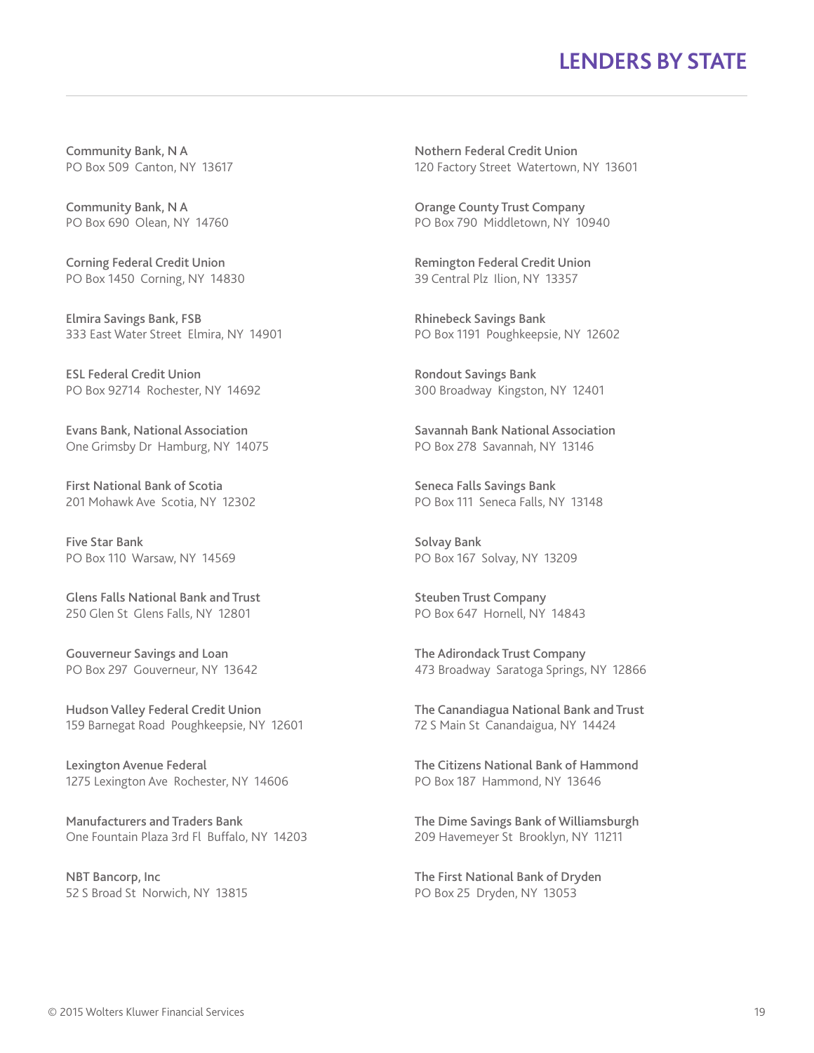# LENDERS BY STATE

**Community Bank, N A**
PO Box 509 Canton, NY 13617

**Community Bank, N A**
PO Box 690 Olean, NY 14760

**Corning Federal Credit Union**
PO Box 1450 Corning, NY 14830

**Elmira Savings Bank, FSB**
333 East Water Street Elmira, NY 14901

**ESL Federal Credit Union**
PO Box 92714 Rochester, NY 14692

**Evans Bank, National Association**
One Grimsby Dr Hamburg, NY 14075

**First National Bank of Scotia**
201 Mohawk Ave Scotia, NY 12302

**Five Star Bank**
PO Box 110 Warsaw, NY 14569

**Glens Falls National Bank and Trust**
250 Glen St Glens Falls, NY 12801

**Gouverneur Savings and Loan**
PO Box 297 Gouverneur, NY 13642

**Hudson Valley Federal Credit Union**
159 Barnegat Road Poughkeepsie, NY 12601

**Lexington Avenue Federal**
1275 Lexington Ave Rochester, NY 14606

**Manufacturers and Traders Bank**
One Fountain Plaza 3rd Fl Buffalo, NY 14203

**NBT Bancorp, Inc**
52 S Broad St Norwich, NY 13815

**Nothern Federal Credit Union**
120 Factory Street Watertown, NY 13601

**Orange County Trust Company**
PO Box 790 Middletown, NY 10940

**Remington Federal Credit Union**
39 Central Plz Ilion, NY 13357

**Rhinebeck Savings Bank**
PO Box 1191 Poughkeepsie, NY 12602

**Rondout Savings Bank**
300 Broadway Kingston, NY 12401

**Savannah Bank National Association**
PO Box 278 Savannah, NY 13146

**Seneca Falls Savings Bank**
PO Box 111 Seneca Falls, NY 13148

**Solvay Bank**
PO Box 167 Solvay, NY 13209

**Steuben Trust Company**
PO Box 647 Hornell, NY 14843

**The Adirondack Trust Company**
473 Broadway Saratoga Springs, NY 12866

**The Canandiagua National Bank and Trust**
72 S Main St Canandaigua, NY 14424

**The Citizens National Bank of Hammond**
PO Box 187 Hammond, NY 13646

**The Dime Savings Bank of Williamsburgh**
209 Havemeyer St Brooklyn, NY 11211

**The First National Bank of Dryden**
PO Box 25 Dryden, NY 13053

© 2015 Wolters Kluwer Financial Services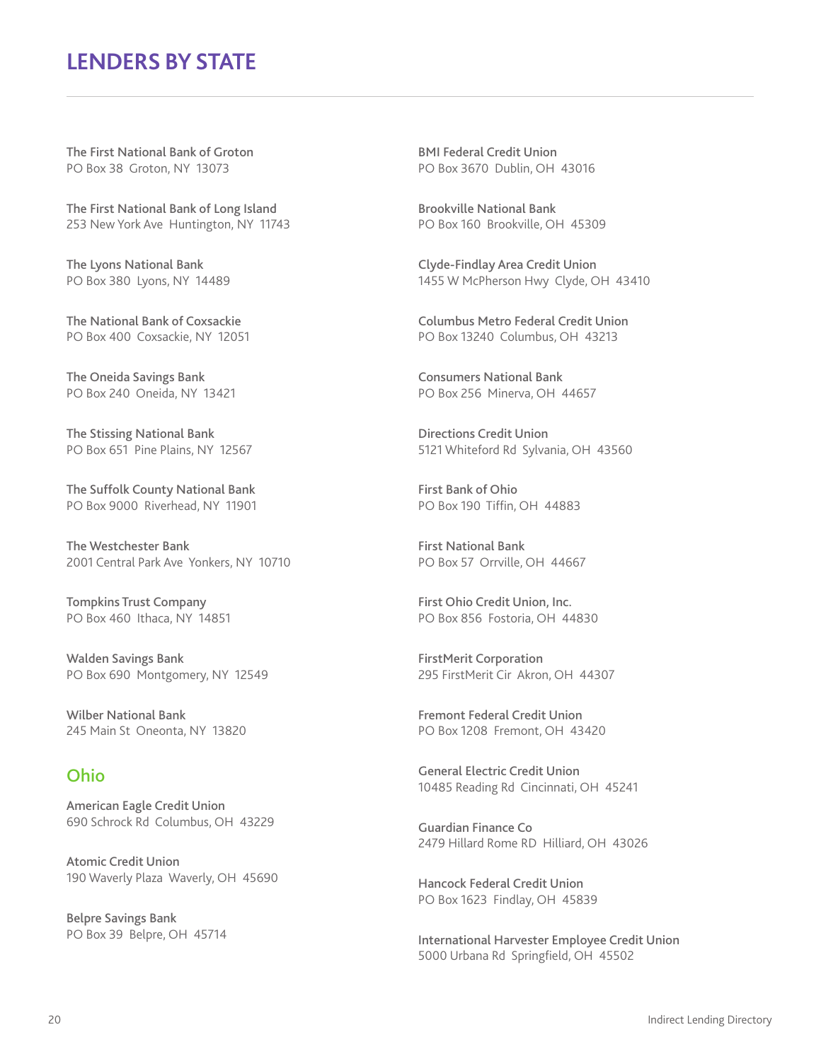# LENDERS BY STATE

**The First National Bank of Groton**
PO Box 38 Groton, NY 13073

**The First National Bank of Long Island**
253 New York Ave Huntington, NY 11743

**The Lyons National Bank**
PO Box 380 Lyons, NY 14489

**The National Bank of Coxsackie**
PO Box 400 Coxsackie, NY 12051

**The Oneida Savings Bank**
PO Box 240 Oneida, NY 13421

**The Stissing National Bank**
PO Box 651 Pine Plains, NY 12567

**The Suffolk County National Bank**
PO Box 9000 Riverhead, NY 11901

**The Westchester Bank**
2001 Central Park Ave Yonkers, NY 10710

**Tompkins Trust Company**
PO Box 460 Ithaca, NY 14851

**Walden Savings Bank**
PO Box 690 Montgomery, NY 12549

**Wilber National Bank**
245 Main St Oneonta, NY 13820

## Ohio

**American Eagle Credit Union**
690 Schrock Rd Columbus, OH 43229

**Atomic Credit Union**
190 Waverly Plaza Waverly, OH 45690

**Belpre Savings Bank**
PO Box 39 Belpre, OH 45714

**BMI Federal Credit Union**
PO Box 3670 Dublin, OH 43016

**Brookville National Bank**
PO Box 160 Brookville, OH 45309

**Clyde-Findlay Area Credit Union**
1455 W McPherson Hwy Clyde, OH 43410

**Columbus Metro Federal Credit Union**
PO Box 13240 Columbus, OH 43213

**Consumers National Bank**
PO Box 256 Minerva, OH 44657

**Directions Credit Union**
5121 Whiteford Rd Sylvania, OH 43560

**First Bank of Ohio**
PO Box 190 Tiffin, OH 44883

**First National Bank**
PO Box 57 Orrville, OH 44667

**First Ohio Credit Union, Inc.**
PO Box 856 Fostoria, OH 44830

**FirstMerit Corporation**
295 FirstMerit Cir Akron, OH 44307

**Fremont Federal Credit Union**
PO Box 1208 Fremont, OH 43420

**General Electric Credit Union**
10485 Reading Rd Cincinnati, OH 45241

**Guardian Finance Co**
2479 Hillard Rome RD Hilliard, OH 43026

**Hancock Federal Credit Union**
PO Box 1623 Findlay, OH 45839

**International Harvester Employee Credit Union**
5000 Urbana Rd Springfield, OH 45502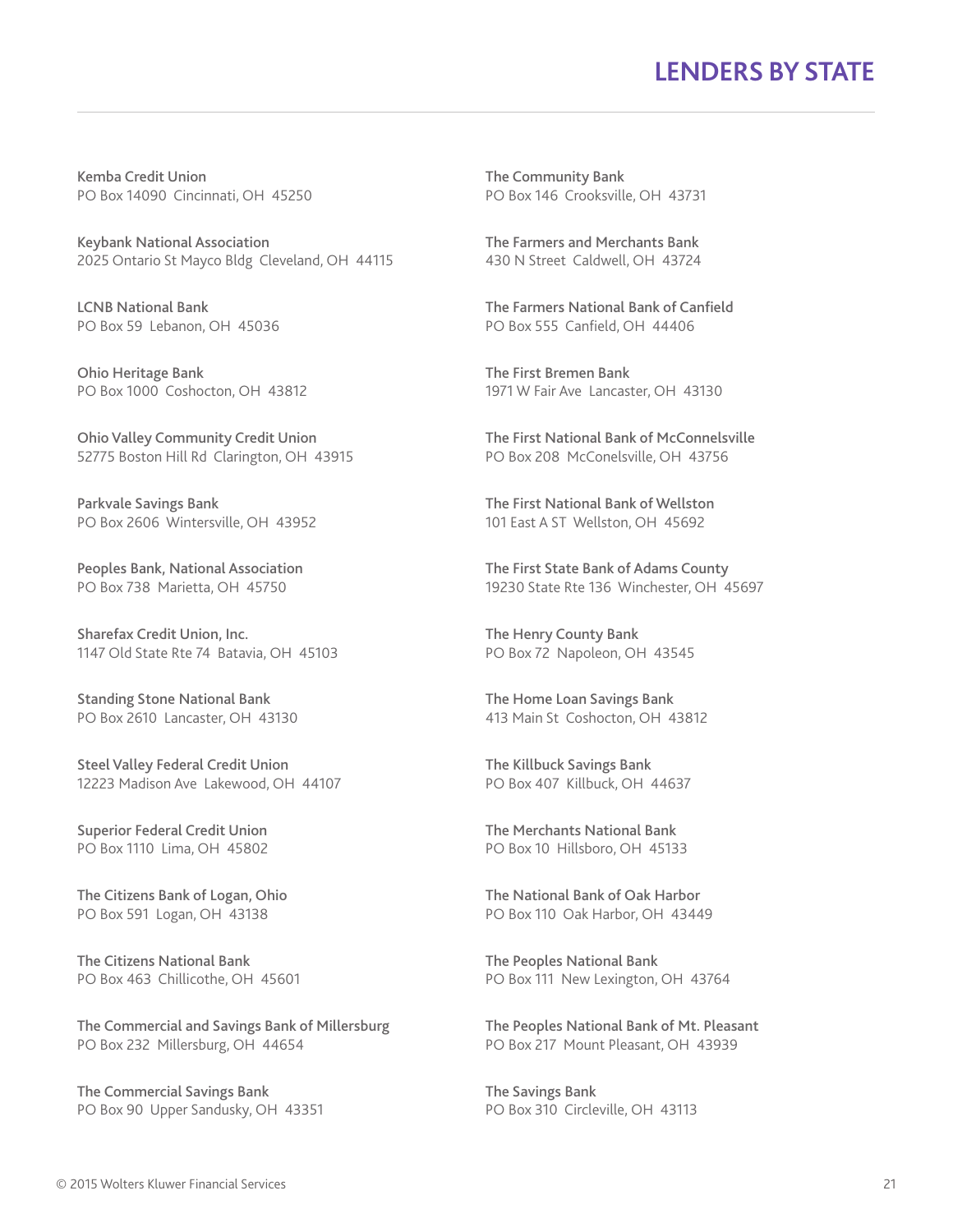# LENDERS BY STATE

Kemba Credit Union
PO Box 14090 Cincinnati, OH 45250

Keybank National Association
2025 Ontario St Mayco Bldg Cleveland, OH 44115

LCNB National Bank
PO Box 59 Lebanon, OH 45036

Ohio Heritage Bank
PO Box 1000 Coshocton, OH 43812

Ohio Valley Community Credit Union
52775 Boston Hill Rd Clarington, OH 43915

Parkvale Savings Bank
PO Box 2606 Wintersville, OH 43952

Peoples Bank, National Association
PO Box 738 Marietta, OH 45750

Sharefax Credit Union, Inc.
1147 Old State Rte 74 Batavia, OH 45103

Standing Stone National Bank
PO Box 2610 Lancaster, OH 43130

Steel Valley Federal Credit Union
12223 Madison Ave Lakewood, OH 44107

Superior Federal Credit Union
PO Box 1110 Lima, OH 45802

The Citizens Bank of Logan, Ohio
PO Box 591 Logan, OH 43138

The Citizens National Bank
PO Box 463 Chillicothe, OH 45601

The Commercial and Savings Bank of Millersburg
PO Box 232 Millersburg, OH 44654

The Commercial Savings Bank
PO Box 90 Upper Sandusky, OH 43351

The Community Bank
PO Box 146 Crooksville, OH 43731

The Farmers and Merchants Bank
430 N Street Caldwell, OH 43724

The Farmers National Bank of Canfield
PO Box 555 Canfield, OH 44406

The First Bremen Bank
1971 W Fair Ave Lancaster, OH 43130

The First National Bank of McConnelsville
PO Box 208 McConelsville, OH 43756

The First National Bank of Wellston
101 East A ST Wellston, OH 45692

The First State Bank of Adams County
19230 State Rte 136 Winchester, OH 45697

The Henry County Bank
PO Box 72 Napoleon, OH 43545

The Home Loan Savings Bank
413 Main St Coshocton, OH 43812

The Killbuck Savings Bank
PO Box 407 Killbuck, OH 44637

The Merchants National Bank
PO Box 10 Hillsboro, OH 45133

The National Bank of Oak Harbor
PO Box 110 Oak Harbor, OH 43449

The Peoples National Bank
PO Box 111 New Lexington, OH 43764

The Peoples National Bank of Mt. Pleasant
PO Box 217 Mount Pleasant, OH 43939

The Savings Bank
PO Box 310 Circleville, OH 43113

© 2015 Wolters Kluwer Financial Services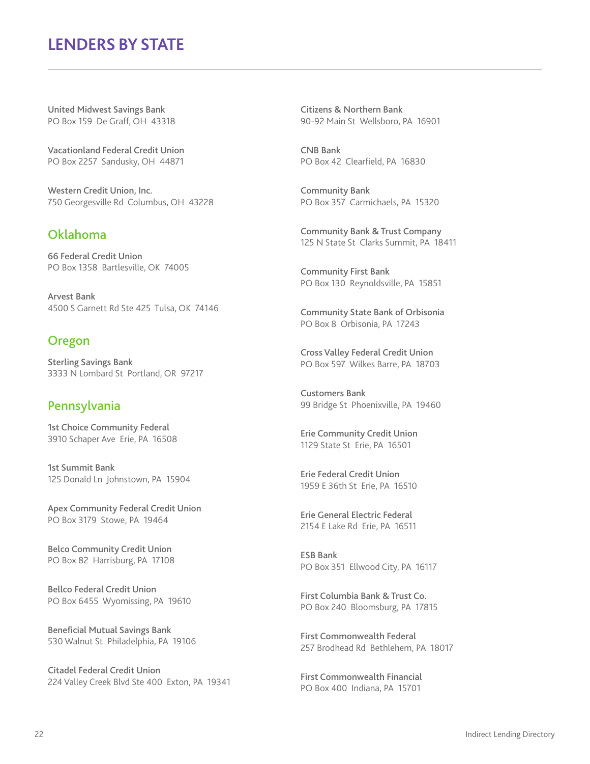# LENDERS BY STATE

**United Midwest Savings Bank**
PO Box 159 De Graff, OH 43318

**Vacationland Federal Credit Union**
PO Box 2257 Sandusky, OH 44871

**Western Credit Union, Inc.**
750 Georgesville Rd Columbus, OH 43228

## Oklahoma

**66 Federal Credit Union**
PO Box 1358 Bartlesville, OK 74005

**Arvest Bank**
4500 S Garnett Rd Ste 425 Tulsa, OK 74146

## Oregon

**Sterling Savings Bank**
3333 N Lombard St Portland, OR 97217

## Pennsylvania

**1st Choice Community Federal**
3910 Schaper Ave Erie, PA 16508

**1st Summit Bank**
125 Donald Ln Johnstown, PA 15904

**Apex Community Federal Credit Union**
PO Box 3179 Stowe, PA 19464

**Belco Community Credit Union**
PO Box 82 Harrisburg, PA 17108

**Bellco Federal Credit Union**
PO Box 6455 Wyomissing, PA 19610

**Beneficial Mutual Savings Bank**
530 Walnut St Philadelphia, PA 19106

**Citadel Federal Credit Union**
224 Valley Creek Blvd Ste 400 Exton, PA 19341

**Citizens & Northern Bank**
90-92 Main St Wellsboro, PA 16901

**CNB Bank**
PO Box 42 Clearfield, PA 16830

**Community Bank**
PO Box 357 Carmichaels, PA 15320

**Community Bank & Trust Company**
125 N State St Clarks Summit, PA 18411

**Community First Bank**
PO Box 130 Reynoldsville, PA 15851

**Community State Bank of Orbisonia**
PO Box 8 Orbisonia, PA 17243

**Cross Valley Federal Credit Union**
PO Box 597 Wilkes Barre, PA 18703

**Customers Bank**
99 Bridge St Phoenixville, PA 19460

**Erie Community Credit Union**
1129 State St Erie, PA 16501

**Erie Federal Credit Union**
1959 E 36th St Erie, PA 16510

**Erie General Electric Federal**
2154 E Lake Rd Erie, PA 16511

**ESB Bank**
PO Box 351 Ellwood City, PA 16117

**First Columbia Bank & Trust Co.**
PO Box 240 Bloomsburg, PA 17815

**First Commonwealth Federal**
257 Brodhead Rd Bethlehem, PA 18017

**First Commonwealth Financial**
PO Box 400 Indiana, PA 15701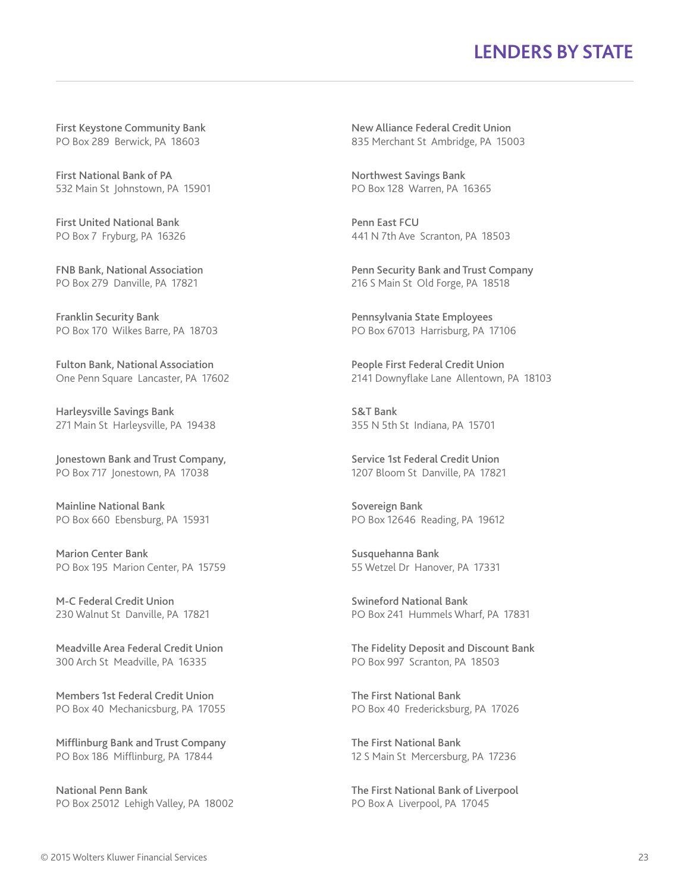## LENDERS BY STATE

First Keystone Community Bank
PO Box 289 Berwick, PA 18603

First National Bank of PA
532 Main St Johnstown, PA 15901

First United National Bank
PO Box 7 Fryburg, PA 16326

FNB Bank, National Association
PO Box 279 Danville, PA 17821

Franklin Security Bank
PO Box 170 Wilkes Barre, PA 18703

Fulton Bank, National Association
One Penn Square Lancaster, PA 17602

Harleysville Savings Bank
271 Main St Harleysville, PA 19438

Jonestown Bank and Trust Company,
PO Box 717 Jonestown, PA 17038

Mainline National Bank
PO Box 660 Ebensburg, PA 15931

Marion Center Bank
PO Box 195 Marion Center, PA 15759

M-C Federal Credit Union
230 Walnut St Danville, PA 17821

Meadville Area Federal Credit Union
300 Arch St Meadville, PA 16335

Members 1st Federal Credit Union
PO Box 40 Mechanicsburg, PA 17055

Mifflinburg Bank and Trust Company
PO Box 186 Mifflinburg, PA 17844

National Penn Bank
PO Box 25012 Lehigh Valley, PA 18002

New Alliance Federal Credit Union
835 Merchant St Ambridge, PA 15003

Northwest Savings Bank
PO Box 128 Warren, PA 16365

Penn East FCU
441 N 7th Ave Scranton, PA 18503

Penn Security Bank and Trust Company
216 S Main St Old Forge, PA 18518

Pennsylvania State Employees
PO Box 67013 Harrisburg, PA 17106

People First Federal Credit Union
2141 Downyflake Lane Allentown, PA 18103

S&T Bank
355 N 5th St Indiana, PA 15701

Service 1st Federal Credit Union
1207 Bloom St Danville, PA 17821

Sovereign Bank
PO Box 12646 Reading, PA 19612

Susquehanna Bank
55 Wetzel Dr Hanover, PA 17331

Swineford National Bank
PO Box 241 Hummels Wharf, PA 17831

The Fidelity Deposit and Discount Bank
PO Box 997 Scranton, PA 18503

The First National Bank
PO Box 40 Fredericksburg, PA 17026

The First National Bank
12 S Main St Mercersburg, PA 17236

The First National Bank of Liverpool
PO Box A Liverpool, PA 17045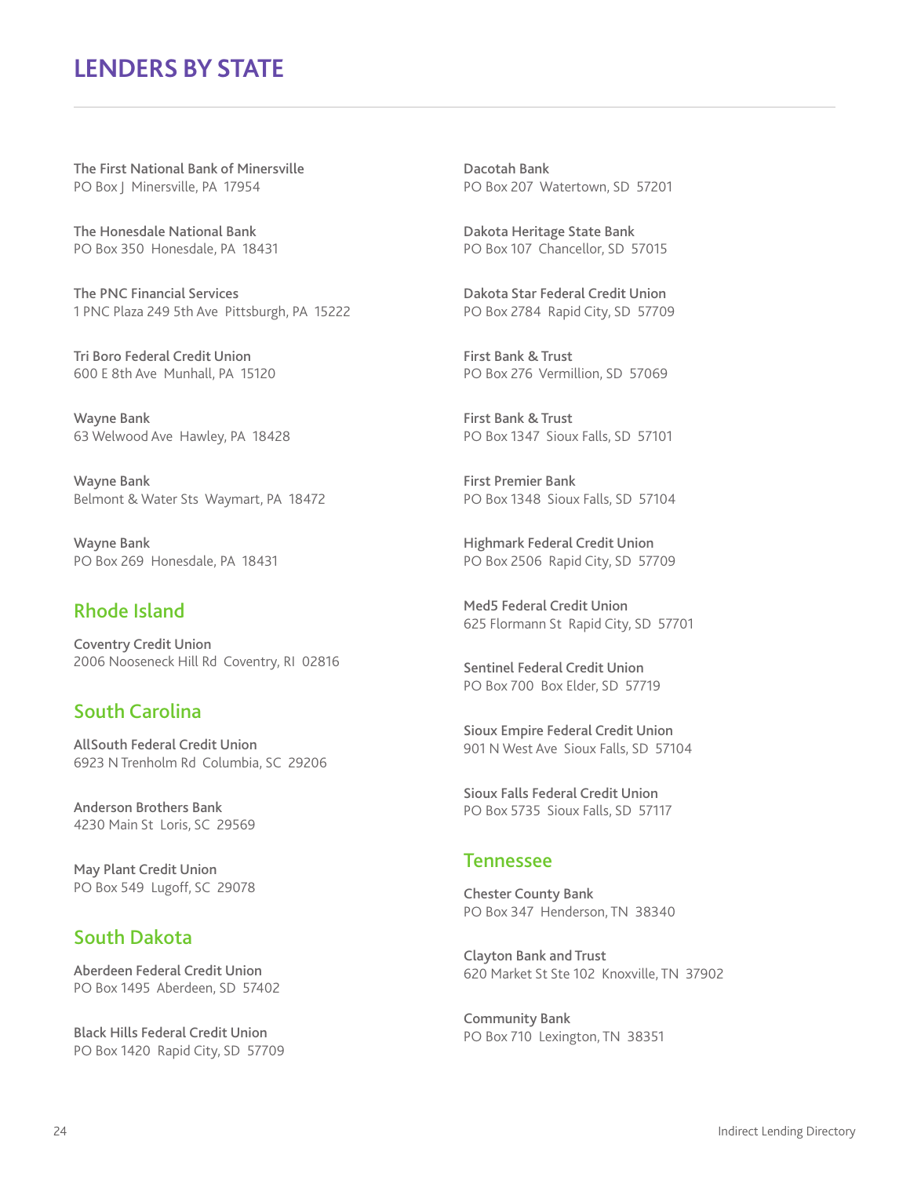# LENDERS BY STATE

**The First National Bank of Minersville**
PO Box J  Minersville, PA  17954

**The Honesdale National Bank**
PO Box 350  Honesdale, PA  18431

**The PNC Financial Services**
1 PNC Plaza 249 5th Ave  Pittsburgh, PA  15222

**Tri Boro Federal Credit Union**
600 E 8th Ave  Munhall, PA  15120

**Wayne Bank**
63 Welwood Ave  Hawley, PA  18428

**Wayne Bank**
Belmont & Water Sts  Waymart, PA  18472

**Wayne Bank**
PO Box 269  Honesdale, PA  18431

## Rhode Island

**Coventry Credit Union**
2006 Nooseneck Hill Rd  Coventry, RI  02816

## South Carolina

**AllSouth Federal Credit Union**
6923 N Trenholm Rd  Columbia, SC  29206

**Anderson Brothers Bank**
4230 Main St  Loris, SC  29569

**May Plant Credit Union**
PO Box 549  Lugoff, SC  29078

## South Dakota

**Aberdeen Federal Credit Union**
PO Box 1495  Aberdeen, SD  57402

**Black Hills Federal Credit Union**
PO Box 1420  Rapid City, SD  57709

**Dacotah Bank**
PO Box 207  Watertown, SD  57201

**Dakota Heritage State Bank**
PO Box 107  Chancellor, SD  57015

**Dakota Star Federal Credit Union**
PO Box 2784  Rapid City, SD  57709

**First Bank & Trust**
PO Box 276  Vermillion, SD  57069

**First Bank & Trust**
PO Box 1347  Sioux Falls, SD  57101

**First Premier Bank**
PO Box 1348  Sioux Falls, SD  57104

**Highmark Federal Credit Union**
PO Box 2506  Rapid City, SD  57709

**Med5 Federal Credit Union**
625 Flormann St  Rapid City, SD  57701

**Sentinel Federal Credit Union**
PO Box 700  Box Elder, SD  57719

**Sioux Empire Federal Credit Union**
901 N West Ave  Sioux Falls, SD  57104

**Sioux Falls Federal Credit Union**
PO Box 5735  Sioux Falls, SD  57117

## Tennessee

**Chester County Bank**
PO Box 347  Henderson, TN  38340

**Clayton Bank and Trust**
620 Market St Ste 102  Knoxville, TN  37902

**Community Bank**
PO Box 710  Lexington, TN  38351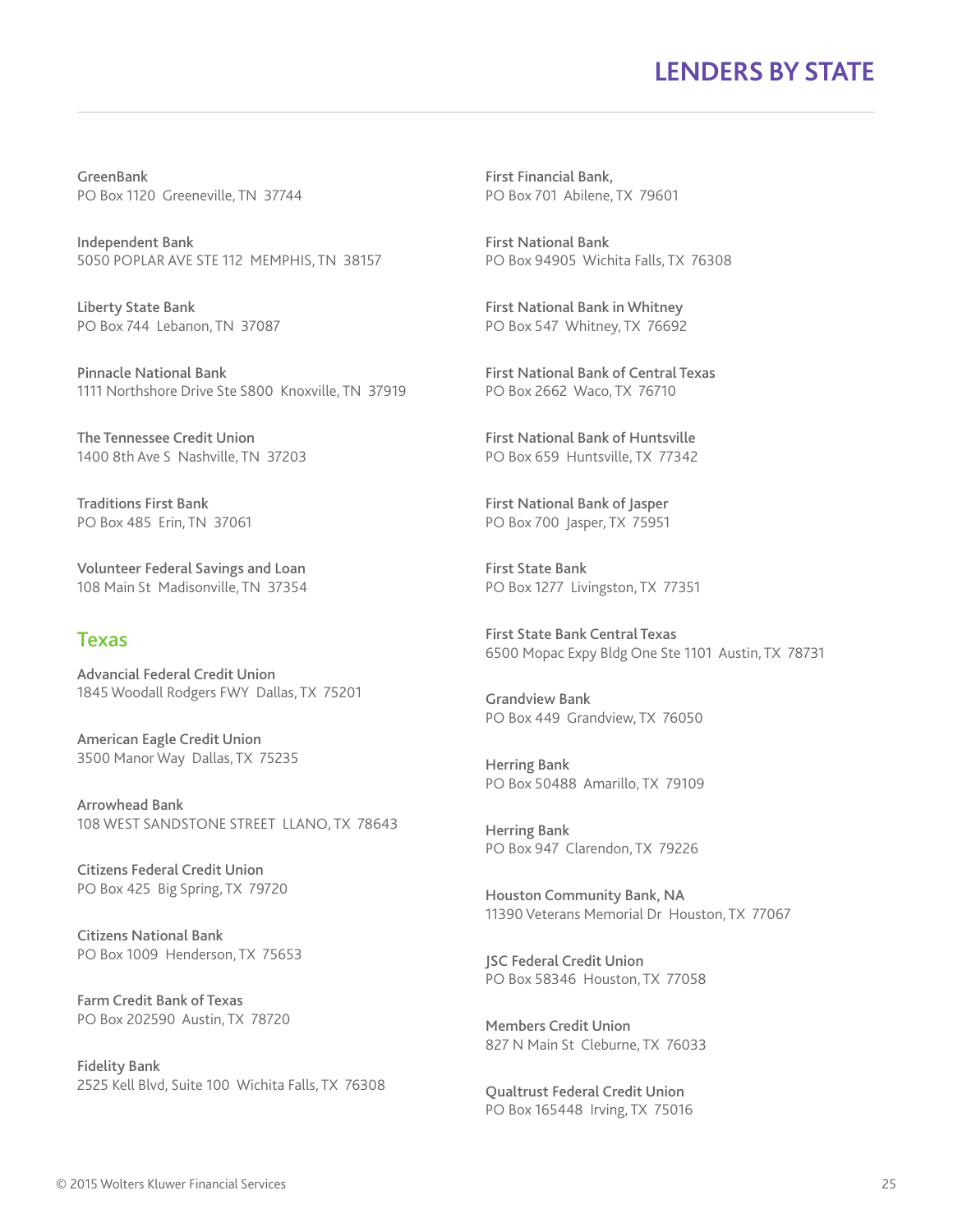GreenBank
PO Box 1120 Greeneville, TN 37744

Independent Bank
5050 POPLAR AVE STE 112 MEMPHIS, TN 38157

Liberty State Bank
PO Box 744 Lebanon, TN 37087

Pinnacle National Bank
1111 Northshore Drive Ste S800 Knoxville, TN 37919

The Tennessee Credit Union
1400 8th Ave S Nashville, TN 37203

Traditions First Bank
PO Box 485 Erin, TN 37061

Volunteer Federal Savings and Loan
108 Main St Madisonville, TN 37354

## Texas

Advancial Federal Credit Union
1845 Woodall Rodgers FWY Dallas, TX 75201

American Eagle Credit Union
3500 Manor Way Dallas, TX 75235

Arrowhead Bank
108 WEST SANDSTONE STREET LLANO, TX 78643

Citizens Federal Credit Union
PO Box 425 Big Spring, TX 79720

Citizens National Bank
PO Box 1009 Henderson, TX 75653

Farm Credit Bank of Texas
PO Box 202590 Austin, TX 78720

Fidelity Bank
2525 Kell Blvd, Suite 100 Wichita Falls, TX 76308

First Financial Bank,
PO Box 701 Abilene, TX 79601

First National Bank
PO Box 94905 Wichita Falls, TX 76308

First National Bank in Whitney
PO Box 547 Whitney, TX 76692

First National Bank of Central Texas
PO Box 2662 Waco, TX 76710

First National Bank of Huntsville
PO Box 659 Huntsville, TX 77342

First National Bank of Jasper
PO Box 700 Jasper, TX 75951

First State Bank
PO Box 1277 Livingston, TX 77351

First State Bank Central Texas
6500 Mopac Expy Bldg One Ste 1101 Austin, TX 78731

Grandview Bank
PO Box 449 Grandview, TX 76050

Herring Bank
PO Box 50488 Amarillo, TX 79109

Herring Bank
PO Box 947 Clarendon, TX 79226

Houston Community Bank, NA
11390 Veterans Memorial Dr Houston, TX 77067

JSC Federal Credit Union
PO Box 58346 Houston, TX 77058

Members Credit Union
827 N Main St Cleburne, TX 76033

Qualtrust Federal Credit Union
PO Box 165448 Irving, TX 75016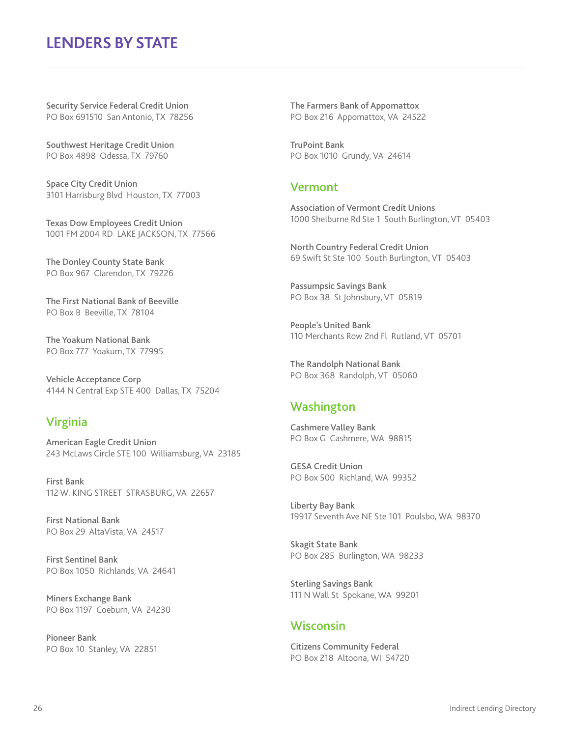# LENDERS BY STATE

**Security Service Federal Credit Union**
PO Box 691510 San Antonio, TX 78256

**Southwest Heritage Credit Union**
PO Box 4898 Odessa, TX 79760

**Space City Credit Union**
3101 Harrisburg Blvd Houston, TX 77003

**Texas Dow Employees Credit Union**
1001 FM 2004 RD LAKE JACKSON, TX 77566

**The Donley County State Bank**
PO Box 967 Clarendon, TX 79226

**The First National Bank of Beeville**
PO Box B Beeville, TX 78104

**The Yoakum National Bank**
PO Box 777 Yoakum, TX 77995

**Vehicle Acceptance Corp**
4144 N Central Exp STE 400 Dallas, TX 75204

## Virginia

**American Eagle Credit Union**
243 McLaws Circle STE 100 Williamsburg, VA 23185

**First Bank**
112 W. KING STREET STRASBURG, VA 22657

**First National Bank**
PO Box 29 AltaVista, VA 24517

**First Sentinel Bank**
PO Box 1050 Richlands, VA 24641

**Miners Exchange Bank**
PO Box 1197 Coeburn, VA 24230

**Pioneer Bank**
PO Box 10 Stanley, VA 22851

**The Farmers Bank of Appomattox**
PO Box 216 Appomattox, VA 24522

**TruPoint Bank**
PO Box 1010 Grundy, VA 24614

## Vermont

**Association of Vermont Credit Unions**
1000 Shelburne Rd Ste 1 South Burlington, VT 05403

**North Country Federal Credit Union**
69 Swift St Ste 100 South Burlington, VT 05403

**Passumpsic Savings Bank**
PO Box 38 St Johnsbury, VT 05819

**People's United Bank**
110 Merchants Row 2nd Fl Rutland, VT 05701

**The Randolph National Bank**
PO Box 368 Randolph, VT 05060

## Washington

**Cashmere Valley Bank**
PO Box G Cashmere, WA 98815

**GESA Credit Union**
PO Box 500 Richland, WA 99352

**Liberty Bay Bank**
19917 Seventh Ave NE Ste 101 Poulsbo, WA 98370

**Skagit State Bank**
PO Box 285 Burlington, WA 98233

**Sterling Savings Bank**
111 N Wall St Spokane, WA 99201

## Wisconsin

**Citizens Community Federal**
PO Box 218 Altoona, WI 54720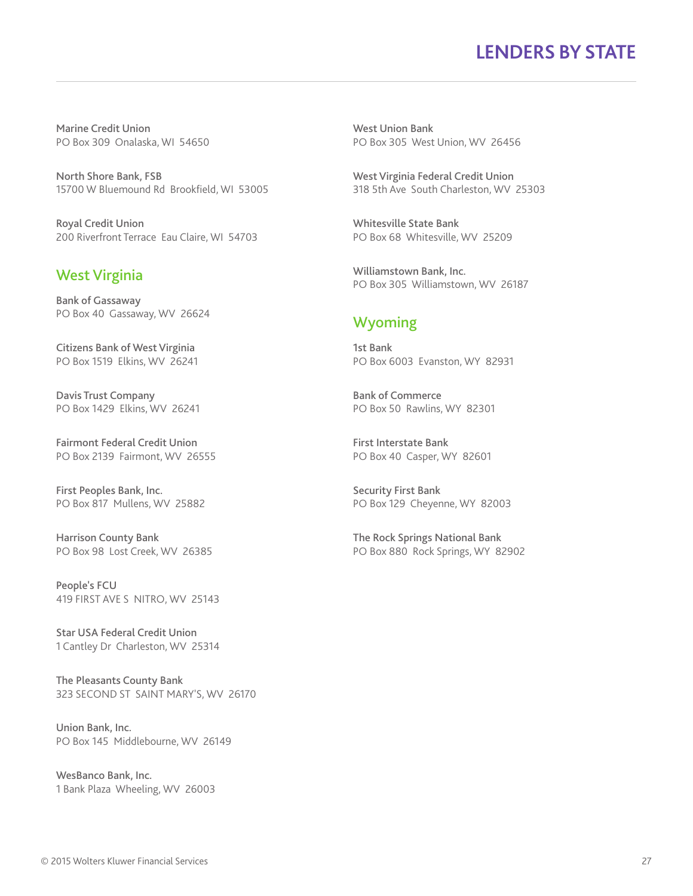Marine Credit Union
PO Box 309 Onalaska, WI 54650

North Shore Bank, FSB
15700 W Bluemound Rd Brookfield, WI 53005

Royal Credit Union
200 Riverfront Terrace Eau Claire, WI 54703

## West Virginia

Bank of Gassaway
PO Box 40 Gassaway, WV 26624

Citizens Bank of West Virginia
PO Box 1519 Elkins, WV 26241

Davis Trust Company
PO Box 1429 Elkins, WV 26241

Fairmont Federal Credit Union
PO Box 2139 Fairmont, WV 26555

First Peoples Bank, Inc.
PO Box 817 Mullens, WV 25882

Harrison County Bank
PO Box 98 Lost Creek, WV 26385

People's FCU
419 FIRST AVE S NITRO, WV 25143

Star USA Federal Credit Union
1 Cantley Dr Charleston, WV 25314

The Pleasants County Bank
323 SECOND ST SAINT MARY'S, WV 26170

Union Bank, Inc.
PO Box 145 Middlebourne, WV 26149

WesBanco Bank, Inc.
1 Bank Plaza Wheeling, WV 26003

West Union Bank
PO Box 305 West Union, WV 26456

West Virginia Federal Credit Union
318 5th Ave South Charleston, WV 25303

Whitesville State Bank
PO Box 68 Whitesville, WV 25209

Williamstown Bank, Inc.
PO Box 305 Williamstown, WV 26187

## Wyoming

1st Bank
PO Box 6003 Evanston, WY 82931

Bank of Commerce
PO Box 50 Rawlins, WY 82301

First Interstate Bank
PO Box 40 Casper, WY 82601

Security First Bank
PO Box 129 Cheyenne, WY 82003

The Rock Springs National Bank
PO Box 880 Rock Springs, WY 82902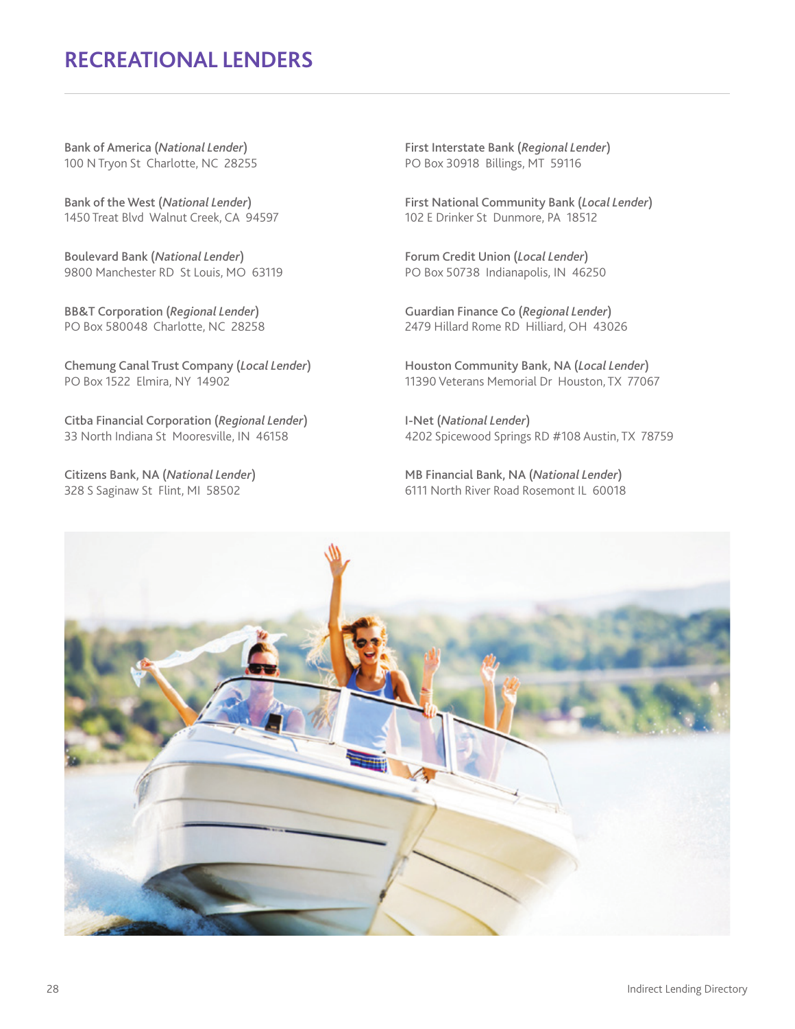# RECREATIONAL LENDERS

Bank of America (*National Lender*)
100 N Tryon St  Charlotte, NC  28255

Bank of the West (*National Lender*)
1450 Treat Blvd  Walnut Creek, CA  94597

Boulevard Bank (*National Lender*)
9800 Manchester RD  St Louis, MO  63119

BB&T Corporation (*Regional Lender*)
PO Box 580048  Charlotte, NC  28258

Chemung Canal Trust Company (*Local Lender*)
PO Box 1522  Elmira, NY  14902

Citba Financial Corporation (*Regional Lender*)
33 North Indiana St  Mooresville, IN  46158

Citizens Bank, NA (*National Lender*)
328 S Saginaw St  Flint, MI  58502

First Interstate Bank (*Regional Lender*)
PO Box 30918  Billings, MT  59116

First National Community Bank (*Local Lender*)
102 E Drinker St  Dunmore, PA  18512

Forum Credit Union (*Local Lender*)
PO Box 50738  Indianapolis, IN  46250

Guardian Finance Co (*Regional Lender*)
2479 Hillard Rome RD  Hilliard, OH  43026

Houston Community Bank, NA (*Local Lender*)
11390 Veterans Memorial Dr  Houston, TX  77067

I-Net (*National Lender*)
4202 Spicewood Springs RD #108 Austin, TX  78759

MB Financial Bank, NA (*National Lender*)
6111 North River Road Rosemont IL  60018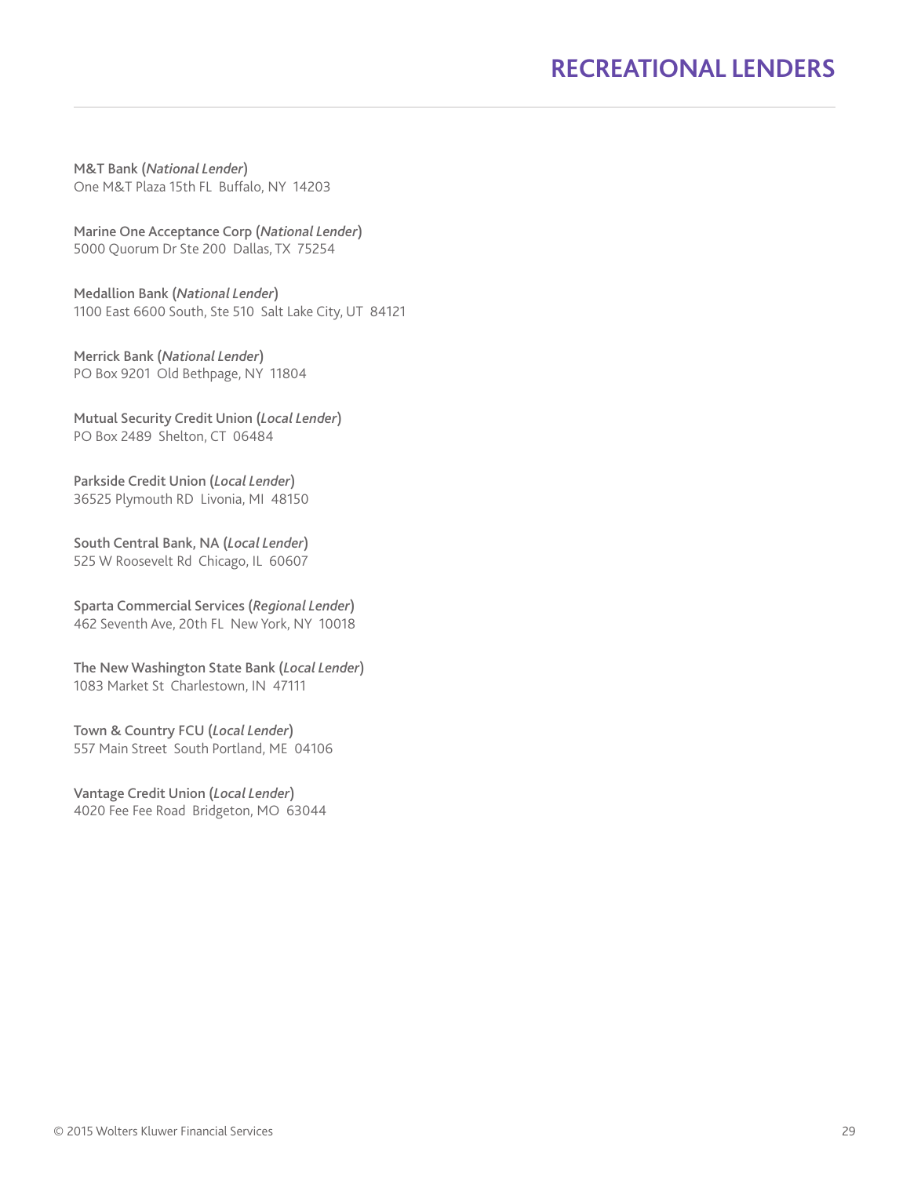# RECREATIONAL LENDERS

**M&T Bank (*National Lender*)**
One M&T Plaza 15th FL  Buffalo, NY  14203

**Marine One Acceptance Corp (*National Lender*)**
5000 Quorum Dr Ste 200  Dallas, TX  75254

**Medallion Bank (*National Lender*)**
1100 East 6600 South, Ste 510  Salt Lake City, UT  84121

**Merrick Bank (*National Lender*)**
PO Box 9201  Old Bethpage, NY  11804

**Mutual Security Credit Union (*Local Lender*)**
PO Box 2489  Shelton, CT  06484

**Parkside Credit Union (*Local Lender*)**
36525 Plymouth RD  Livonia, MI  48150

**South Central Bank, NA (*Local Lender*)**
525 W Roosevelt Rd  Chicago, IL  60607

**Sparta Commercial Services (*Regional Lender*)**
462 Seventh Ave, 20th FL  New York, NY  10018

**The New Washington State Bank (*Local Lender*)**
1083 Market St  Charlestown, IN  47111

**Town & Country FCU (*Local Lender*)**
557 Main Street  South Portland, ME  04106

**Vantage Credit Union (*Local Lender*)**
4020 Fee Fee Road  Bridgeton, MO  63044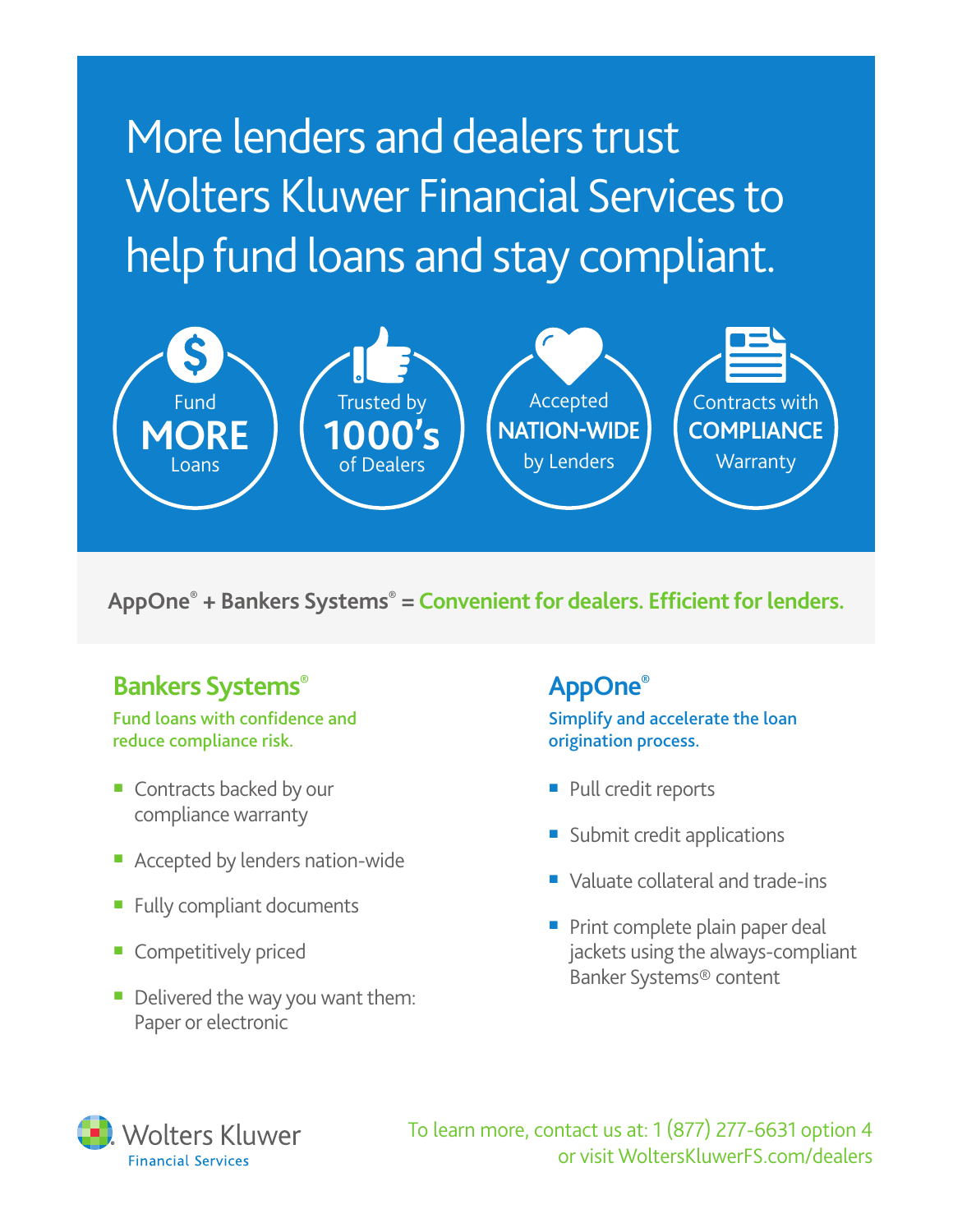# More lenders and dealers trust Wolters Kluwer Financial Services to help fund loans and stay compliant.

Fund **MORE** Loans

Trusted by **1000's** of Dealers

Accepted **NATION-WIDE** by Lenders

Contracts with **COMPLIANCE** Warranty

**AppOne® + Bankers Systems® = Convenient for dealers. Efficient for lenders.**

## Bankers Systems®

**Fund loans with confidence and reduce compliance risk.**

- Contracts backed by our compliance warranty
- Accepted by lenders nation-wide
- Fully compliant documents
- Competitively priced
- Delivered the way you want them: Paper or electronic

## AppOne®

**Simplify and accelerate the loan origination process.**

- Pull credit reports
- Submit credit applications
- Valuate collateral and trade-ins
- Print complete plain paper deal jackets using the always-compliant Banker Systems® content

Wolters Kluwer Financial Services

To learn more, contact us at: 1 (877) 277-6631 option 4 or visit WoltersKluwerFS.com/dealers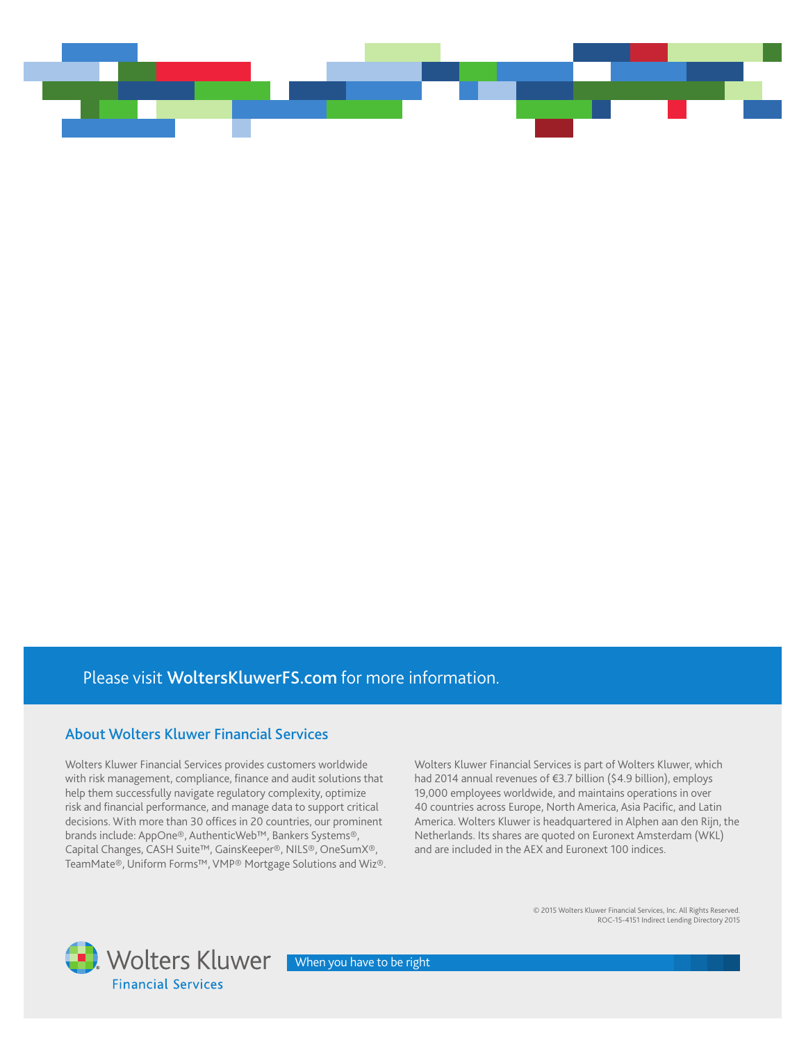Please visit **WoltersKluwerFS.com** for more information.

## About Wolters Kluwer Financial Services

Wolters Kluwer Financial Services provides customers worldwide with risk management, compliance, finance and audit solutions that help them successfully navigate regulatory complexity, optimize risk and financial performance, and manage data to support critical decisions. With more than 30 offices in 20 countries, our prominent brands include: AppOne®, AuthenticWeb™, Bankers Systems®, Capital Changes, CASH Suite™, GainsKeeper®, NILS®, OneSumX®, TeamMate®, Uniform Forms™, VMP® Mortgage Solutions and Wiz®.

Wolters Kluwer Financial Services is part of Wolters Kluwer, which had 2014 annual revenues of €3.7 billion ($4.9 billion), employs 19,000 employees worldwide, and maintains operations in over 40 countries across Europe, North America, Asia Pacific, and Latin America. Wolters Kluwer is headquartered in Alphen aan den Rijn, the Netherlands. Its shares are quoted on Euronext Amsterdam (WKL) and are included in the AEX and Euronext 100 indices.

© 2015 Wolters Kluwer Financial Services, Inc. All Rights Reserved.
ROC-15-4151 Indirect Lending Directory 2015

Wolters Kluwer
Financial Services

When you have to be right